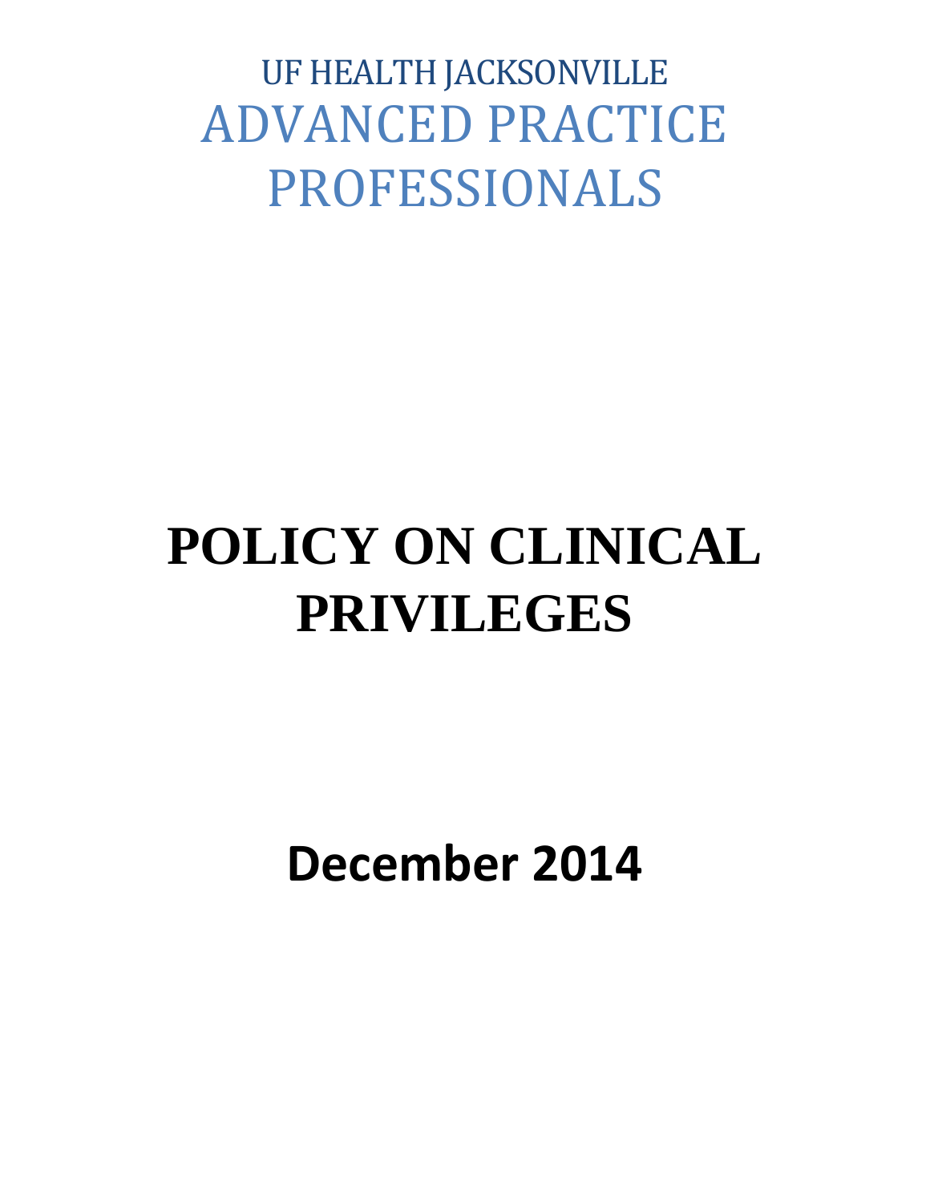UF HEALTH JACKSONVILLE

# ADVANCED PRACTICE PROFESSIONALS

# POLICY ON CLINICAL PRIVILEGES

**December 2014**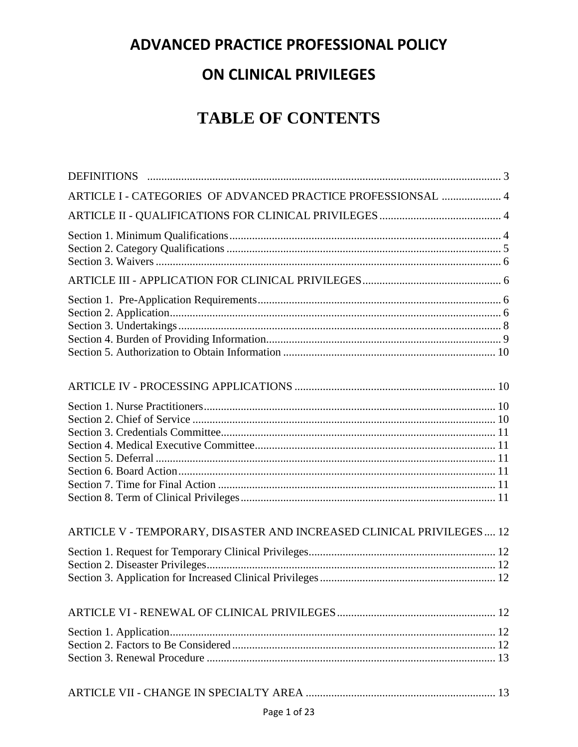# ADVANCED PRACTICE PROFESSIONAL POLICY

# ON CLINICAL PRIVILEGES

# TABLE OF CONTENTS

DEFINITIONS ............................................................................................................................ 3

ARTICLE I - CATEGORIES OF ADVANCED PRACTICE PROFESSIONSAL ..................... 4

ARTICLE II - QUALIFICATIONS FOR CLINICAL PRIVILEGES ........................................... 4

Section 1. Minimum Qualifications ................................................................................................ 4
Section 2. Category Qualifications ................................................................................................. 5
Section 3. Waivers .......................................................................................................................... 6

ARTICLE III - APPLICATION FOR CLINICAL PRIVILEGES ................................................. 6

Section 1. Pre-Application Requirements ...................................................................................... 6
Section 2. Application ..................................................................................................................... 6
Section 3. Undertakings .................................................................................................................. 8
Section 4. Burden of Providing Information ................................................................................... 9
Section 5. Authorization to Obtain Information ........................................................................... 10

ARTICLE IV - PROCESSING APPLICATIONS ....................................................................... 10

Section 1. Nurse Practitioners ....................................................................................................... 10
Section 2. Chief of Service ........................................................................................................... 10
Section 3. Credentials Committee ................................................................................................. 11
Section 4. Medical Executive Committee ..................................................................................... 11
Section 5. Deferral ........................................................................................................................ 11
Section 6. Board Action ................................................................................................................. 11
Section 7. Time for Final Action .................................................................................................. 11
Section 8. Term of Clinical Privileges .......................................................................................... 11

ARTICLE V - TEMPORARY, DISASTER AND INCREASED CLINICAL PRIVILEGES .... 12

Section 1. Request for Temporary Clinical Privileges .................................................................. 12
Section 2. Diseaster Privileges ..................................................................................................... 12
Section 3. Application for Increased Clinical Privileges .............................................................. 12

ARTICLE VI - RENEWAL OF CLINICAL PRIVILEGES ........................................................ 12

Section 1. Application .................................................................................................................... 12
Section 2. Factors to Be Considered ............................................................................................. 12
Section 3. Renewal Procedure ...................................................................................................... 13

ARTICLE VII - CHANGE IN SPECIALTY AREA ................................................................... 13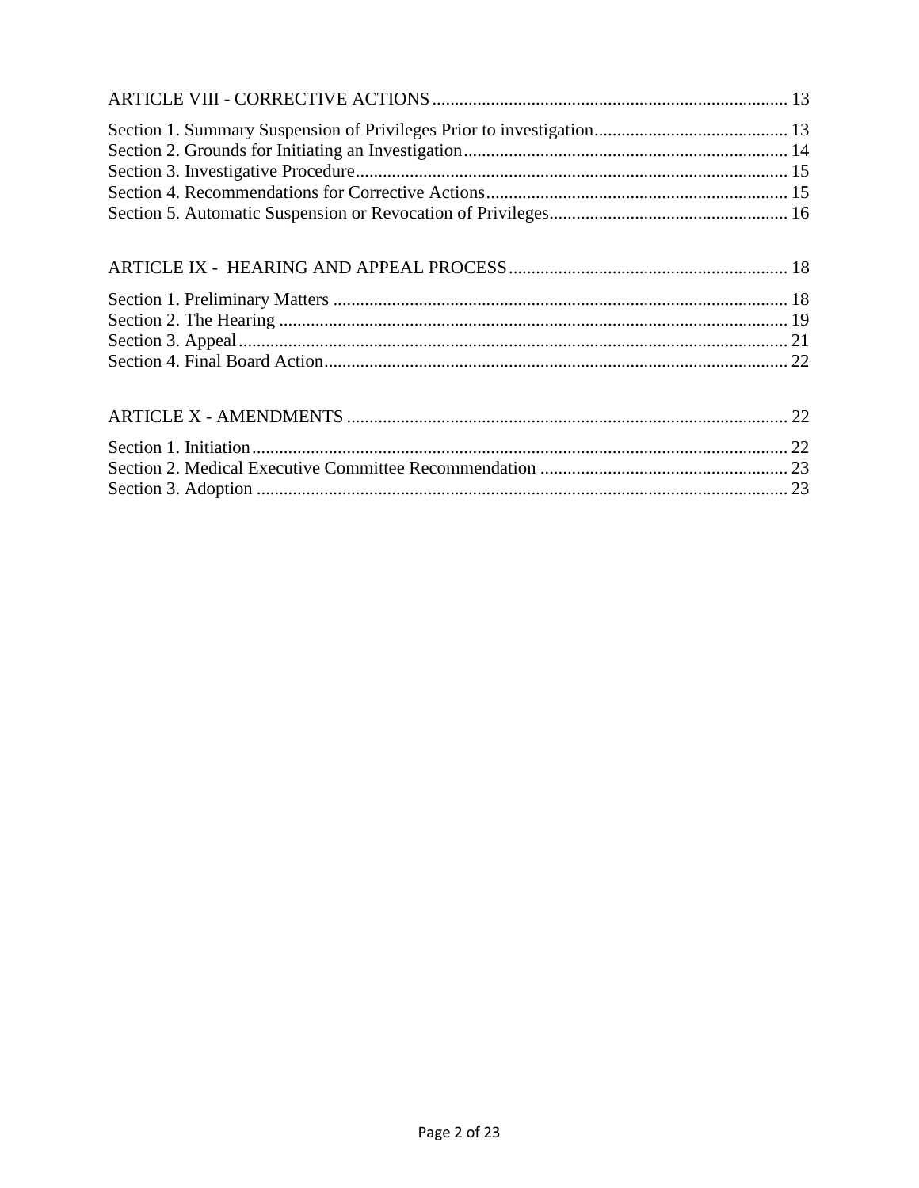ARTICLE VIII - CORRECTIVE ACTIONS .............................................................................. 13

Section 1. Summary Suspension of Privileges Prior to investigation........................................... 13
Section 2. Grounds for Initiating an Investigation........................................................................ 14
Section 3. Investigative Procedure................................................................................................ 15
Section 4. Recommendations for Corrective Actions................................................................... 15
Section 5. Automatic Suspension or Revocation of Privileges..................................................... 16

ARTICLE IX - HEARING AND APPEAL PROCESS ............................................................. 18

Section 1. Preliminary Matters ..................................................................................................... 18
Section 2. The Hearing ................................................................................................................. 19
Section 3. Appeal .......................................................................................................................... 21
Section 4. Final Board Action....................................................................................................... 22

ARTICLE X - AMENDMENTS .................................................................................................. 22

Section 1. Initiation........................................................................................................................ 22
Section 2. Medical Executive Committee Recommendation ....................................................... 23
Section 3. Adoption ...................................................................................................................... 23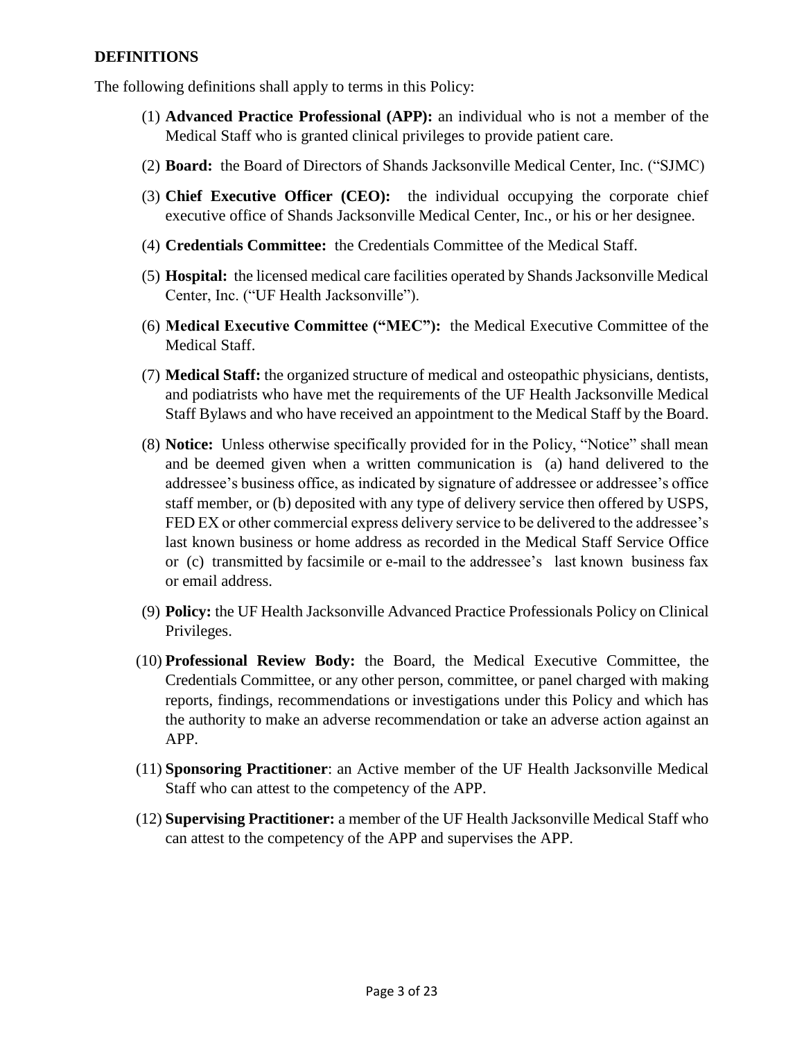## DEFINITIONS

The following definitions shall apply to terms in this Policy:

(1) **Advanced Practice Professional (APP):** an individual who is not a member of the Medical Staff who is granted clinical privileges to provide patient care.

(2) **Board:** the Board of Directors of Shands Jacksonville Medical Center, Inc. ("SJMC)

(3) **Chief Executive Officer (CEO):** the individual occupying the corporate chief executive office of Shands Jacksonville Medical Center, Inc., or his or her designee.

(4) **Credentials Committee:** the Credentials Committee of the Medical Staff.

(5) **Hospital:** the licensed medical care facilities operated by Shands Jacksonville Medical Center, Inc. ("UF Health Jacksonville").

(6) **Medical Executive Committee ("MEC"):** the Medical Executive Committee of the Medical Staff.

(7) **Medical Staff:** the organized structure of medical and osteopathic physicians, dentists, and podiatrists who have met the requirements of the UF Health Jacksonville Medical Staff Bylaws and who have received an appointment to the Medical Staff by the Board.

(8) **Notice:** Unless otherwise specifically provided for in the Policy, "Notice" shall mean and be deemed given when a written communication is (a) hand delivered to the addressee's business office, as indicated by signature of addressee or addressee's office staff member, or (b) deposited with any type of delivery service then offered by USPS, FED EX or other commercial express delivery service to be delivered to the addressee's last known business or home address as recorded in the Medical Staff Service Office or (c) transmitted by facsimile or e-mail to the addressee's last known business fax or email address.

(9) **Policy:** the UF Health Jacksonville Advanced Practice Professionals Policy on Clinical Privileges.

(10) **Professional Review Body:** the Board, the Medical Executive Committee, the Credentials Committee, or any other person, committee, or panel charged with making reports, findings, recommendations or investigations under this Policy and which has the authority to make an adverse recommendation or take an adverse action against an APP.

(11) **Sponsoring Practitioner**: an Active member of the UF Health Jacksonville Medical Staff who can attest to the competency of the APP.

(12) **Supervising Practitioner:** a member of the UF Health Jacksonville Medical Staff who can attest to the competency of the APP and supervises the APP.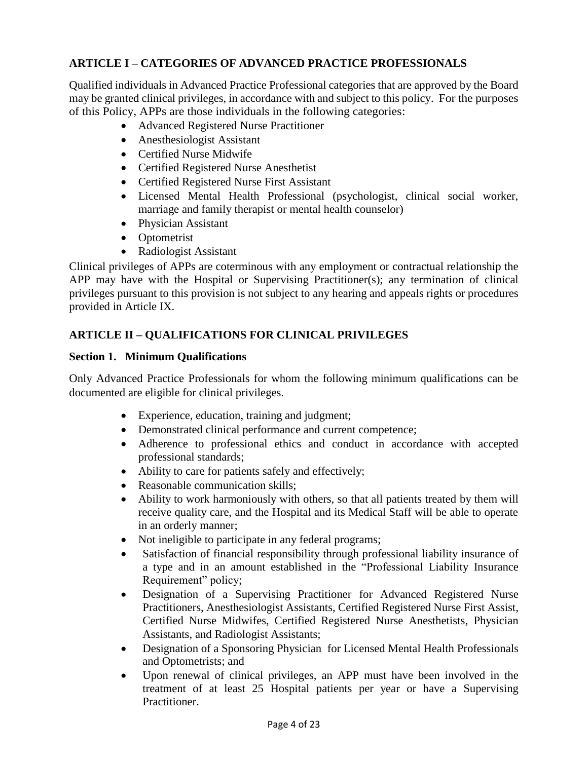## ARTICLE I – CATEGORIES OF ADVANCED PRACTICE PROFESSIONALS

Qualified individuals in Advanced Practice Professional categories that are approved by the Board may be granted clinical privileges, in accordance with and subject to this policy. For the purposes of this Policy, APPs are those individuals in the following categories:

- Advanced Registered Nurse Practitioner
- Anesthesiologist Assistant
- Certified Nurse Midwife
- Certified Registered Nurse Anesthetist
- Certified Registered Nurse First Assistant
- Licensed Mental Health Professional (psychologist, clinical social worker, marriage and family therapist or mental health counselor)
- Physician Assistant
- Optometrist
- Radiologist Assistant

Clinical privileges of APPs are coterminous with any employment or contractual relationship the APP may have with the Hospital or Supervising Practitioner(s); any termination of clinical privileges pursuant to this provision is not subject to any hearing and appeals rights or procedures provided in Article IX.

## ARTICLE II – QUALIFICATIONS FOR CLINICAL PRIVILEGES

### Section 1. Minimum Qualifications

Only Advanced Practice Professionals for whom the following minimum qualifications can be documented are eligible for clinical privileges.

- Experience, education, training and judgment;
- Demonstrated clinical performance and current competence;
- Adherence to professional ethics and conduct in accordance with accepted professional standards;
- Ability to care for patients safely and effectively;
- Reasonable communication skills;
- Ability to work harmoniously with others, so that all patients treated by them will receive quality care, and the Hospital and its Medical Staff will be able to operate in an orderly manner;
- Not ineligible to participate in any federal programs;
- Satisfaction of financial responsibility through professional liability insurance of a type and in an amount established in the "Professional Liability Insurance Requirement" policy;
- Designation of a Supervising Practitioner for Advanced Registered Nurse Practitioners, Anesthesiologist Assistants, Certified Registered Nurse First Assist, Certified Nurse Midwifes, Certified Registered Nurse Anesthetists, Physician Assistants, and Radiologist Assistants;
- Designation of a Sponsoring Physician for Licensed Mental Health Professionals and Optometrists; and
- Upon renewal of clinical privileges, an APP must have been involved in the treatment of at least 25 Hospital patients per year or have a Supervising Practitioner.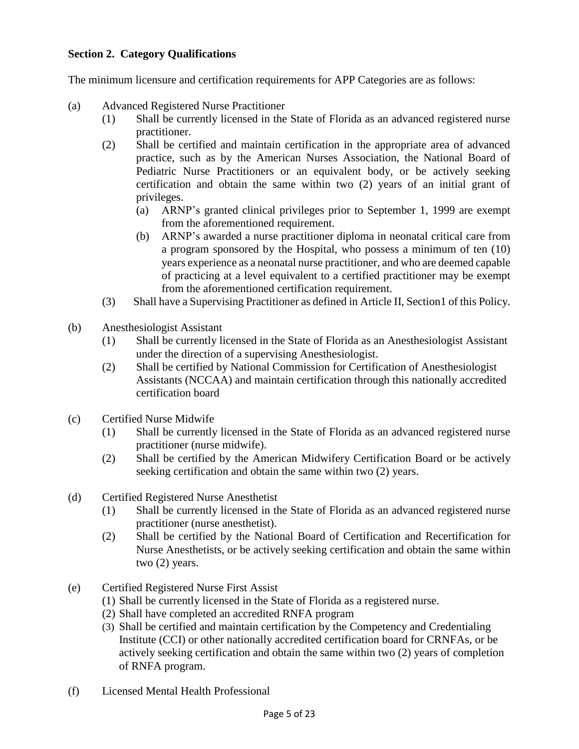**Section 2. Category Qualifications**

The minimum licensure and certification requirements for APP Categories are as follows:

(a) Advanced Registered Nurse Practitioner

- (1) Shall be currently licensed in the State of Florida as an advanced registered nurse practitioner.
- (2) Shall be certified and maintain certification in the appropriate area of advanced practice, such as by the American Nurses Association, the National Board of Pediatric Nurse Practitioners or an equivalent body, or be actively seeking certification and obtain the same within two (2) years of an initial grant of privileges.
  - (a) ARNP's granted clinical privileges prior to September 1, 1999 are exempt from the aforementioned requirement.
  - (b) ARNP's awarded a nurse practitioner diploma in neonatal critical care from a program sponsored by the Hospital, who possess a minimum of ten (10) years experience as a neonatal nurse practitioner, and who are deemed capable of practicing at a level equivalent to a certified practitioner may be exempt from the aforementioned certification requirement.
- (3) Shall have a Supervising Practitioner as defined in Article II, Section1 of this Policy.

(b) Anesthesiologist Assistant

- (1) Shall be currently licensed in the State of Florida as an Anesthesiologist Assistant under the direction of a supervising Anesthesiologist.
- (2) Shall be certified by National Commission for Certification of Anesthesiologist Assistants (NCCAA) and maintain certification through this nationally accredited certification board

(c) Certified Nurse Midwife

- (1) Shall be currently licensed in the State of Florida as an advanced registered nurse practitioner (nurse midwife).
- (2) Shall be certified by the American Midwifery Certification Board or be actively seeking certification and obtain the same within two (2) years.

(d) Certified Registered Nurse Anesthetist

- (1) Shall be currently licensed in the State of Florida as an advanced registered nurse practitioner (nurse anesthetist).
- (2) Shall be certified by the National Board of Certification and Recertification for Nurse Anesthetists, or be actively seeking certification and obtain the same within two (2) years.

(e) Certified Registered Nurse First Assist

- (1) Shall be currently licensed in the State of Florida as a registered nurse.
- (2) Shall have completed an accredited RNFA program
- (3) Shall be certified and maintain certification by the Competency and Credentialing Institute (CCI) or other nationally accredited certification board for CRNFAs, or be actively seeking certification and obtain the same within two (2) years of completion of RNFA program.

(f) Licensed Mental Health Professional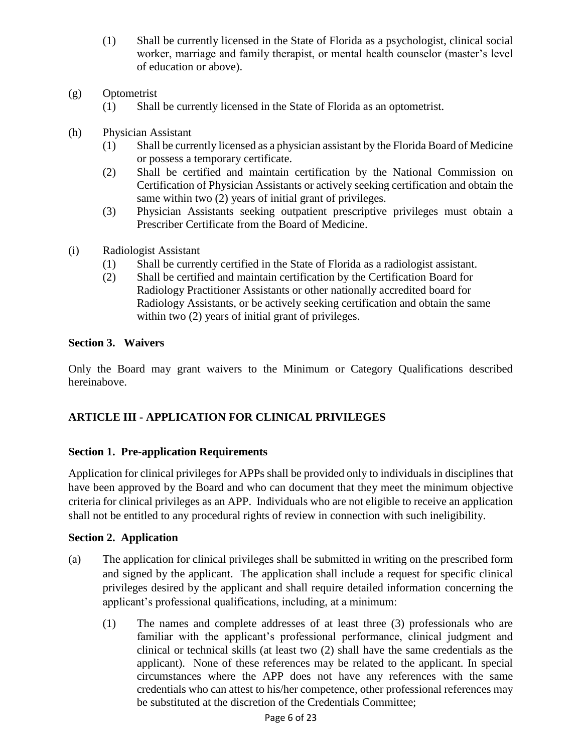(1) Shall be currently licensed in the State of Florida as a psychologist, clinical social worker, marriage and family therapist, or mental health counselor (master's level of education or above).

(g) Optometrist

(1) Shall be currently licensed in the State of Florida as an optometrist.

(h) Physician Assistant

(1) Shall be currently licensed as a physician assistant by the Florida Board of Medicine or possess a temporary certificate.

(2) Shall be certified and maintain certification by the National Commission on Certification of Physician Assistants or actively seeking certification and obtain the same within two (2) years of initial grant of privileges.

(3) Physician Assistants seeking outpatient prescriptive privileges must obtain a Prescriber Certificate from the Board of Medicine.

(i) Radiologist Assistant

(1) Shall be currently certified in the State of Florida as a radiologist assistant.

(2) Shall be certified and maintain certification by the Certification Board for Radiology Practitioner Assistants or other nationally accredited board for Radiology Assistants, or be actively seeking certification and obtain the same within two (2) years of initial grant of privileges.

**Section 3. Waivers**

Only the Board may grant waivers to the Minimum or Category Qualifications described hereinabove.

## ARTICLE III - APPLICATION FOR CLINICAL PRIVILEGES

**Section 1. Pre-application Requirements**

Application for clinical privileges for APPs shall be provided only to individuals in disciplines that have been approved by the Board and who can document that they meet the minimum objective criteria for clinical privileges as an APP. Individuals who are not eligible to receive an application shall not be entitled to any procedural rights of review in connection with such ineligibility.

**Section 2. Application**

(a) The application for clinical privileges shall be submitted in writing on the prescribed form and signed by the applicant. The application shall include a request for specific clinical privileges desired by the applicant and shall require detailed information concerning the applicant's professional qualifications, including, at a minimum:

(1) The names and complete addresses of at least three (3) professionals who are familiar with the applicant's professional performance, clinical judgment and clinical or technical skills (at least two (2) shall have the same credentials as the applicant). None of these references may be related to the applicant. In special circumstances where the APP does not have any references with the same credentials who can attest to his/her competence, other professional references may be substituted at the discretion of the Credentials Committee;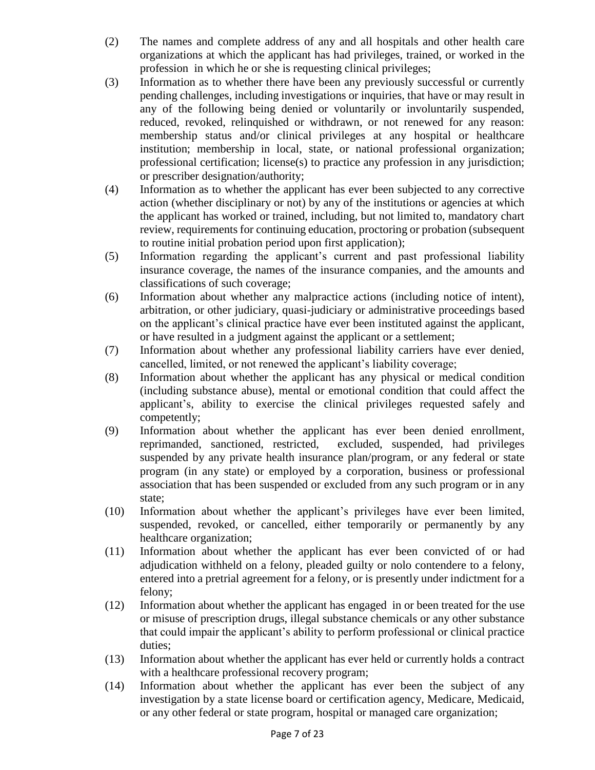(2) The names and complete address of any and all hospitals and other health care organizations at which the applicant has had privileges, trained, or worked in the profession in which he or she is requesting clinical privileges;

(3) Information as to whether there have been any previously successful or currently pending challenges, including investigations or inquiries, that have or may result in any of the following being denied or voluntarily or involuntarily suspended, reduced, revoked, relinquished or withdrawn, or not renewed for any reason: membership status and/or clinical privileges at any hospital or healthcare institution; membership in local, state, or national professional organization; professional certification; license(s) to practice any profession in any jurisdiction; or prescriber designation/authority;

(4) Information as to whether the applicant has ever been subjected to any corrective action (whether disciplinary or not) by any of the institutions or agencies at which the applicant has worked or trained, including, but not limited to, mandatory chart review, requirements for continuing education, proctoring or probation (subsequent to routine initial probation period upon first application);

(5) Information regarding the applicant's current and past professional liability insurance coverage, the names of the insurance companies, and the amounts and classifications of such coverage;

(6) Information about whether any malpractice actions (including notice of intent), arbitration, or other judiciary, quasi-judiciary or administrative proceedings based on the applicant's clinical practice have ever been instituted against the applicant, or have resulted in a judgment against the applicant or a settlement;

(7) Information about whether any professional liability carriers have ever denied, cancelled, limited, or not renewed the applicant's liability coverage;

(8) Information about whether the applicant has any physical or medical condition (including substance abuse), mental or emotional condition that could affect the applicant's, ability to exercise the clinical privileges requested safely and competently;

(9) Information about whether the applicant has ever been denied enrollment, reprimanded, sanctioned, restricted, excluded, suspended, had privileges suspended by any private health insurance plan/program, or any federal or state program (in any state) or employed by a corporation, business or professional association that has been suspended or excluded from any such program or in any state;

(10) Information about whether the applicant's privileges have ever been limited, suspended, revoked, or cancelled, either temporarily or permanently by any healthcare organization;

(11) Information about whether the applicant has ever been convicted of or had adjudication withheld on a felony, pleaded guilty or nolo contendere to a felony, entered into a pretrial agreement for a felony, or is presently under indictment for a felony;

(12) Information about whether the applicant has engaged in or been treated for the use or misuse of prescription drugs, illegal substance chemicals or any other substance that could impair the applicant's ability to perform professional or clinical practice duties;

(13) Information about whether the applicant has ever held or currently holds a contract with a healthcare professional recovery program;

(14) Information about whether the applicant has ever been the subject of any investigation by a state license board or certification agency, Medicare, Medicaid, or any other federal or state program, hospital or managed care organization;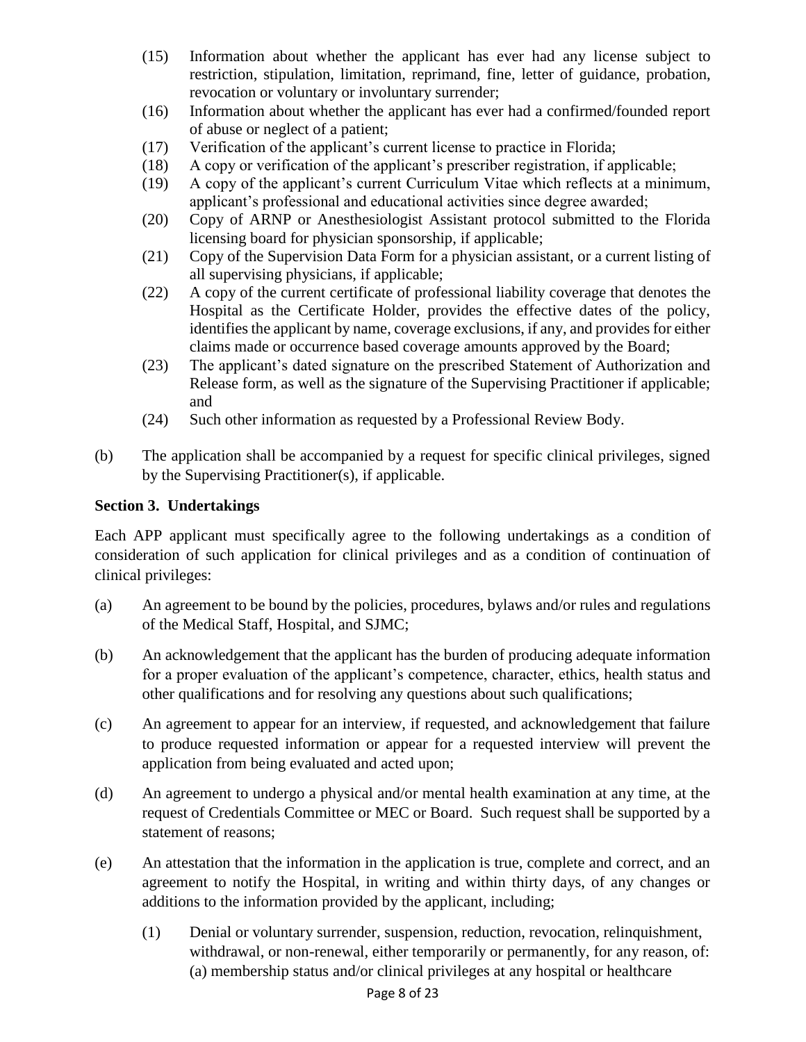(15) Information about whether the applicant has ever had any license subject to restriction, stipulation, limitation, reprimand, fine, letter of guidance, probation, revocation or voluntary or involuntary surrender;

(16) Information about whether the applicant has ever had a confirmed/founded report of abuse or neglect of a patient;

(17) Verification of the applicant's current license to practice in Florida;

(18) A copy or verification of the applicant's prescriber registration, if applicable;

(19) A copy of the applicant's current Curriculum Vitae which reflects at a minimum, applicant's professional and educational activities since degree awarded;

(20) Copy of ARNP or Anesthesiologist Assistant protocol submitted to the Florida licensing board for physician sponsorship, if applicable;

(21) Copy of the Supervision Data Form for a physician assistant, or a current listing of all supervising physicians, if applicable;

(22) A copy of the current certificate of professional liability coverage that denotes the Hospital as the Certificate Holder, provides the effective dates of the policy, identifies the applicant by name, coverage exclusions, if any, and provides for either claims made or occurrence based coverage amounts approved by the Board;

(23) The applicant's dated signature on the prescribed Statement of Authorization and Release form, as well as the signature of the Supervising Practitioner if applicable; and

(24) Such other information as requested by a Professional Review Body.

(b) The application shall be accompanied by a request for specific clinical privileges, signed by the Supervising Practitioner(s), if applicable.

**Section 3. Undertakings**

Each APP applicant must specifically agree to the following undertakings as a condition of consideration of such application for clinical privileges and as a condition of continuation of clinical privileges:

(a) An agreement to be bound by the policies, procedures, bylaws and/or rules and regulations of the Medical Staff, Hospital, and SJMC;

(b) An acknowledgement that the applicant has the burden of producing adequate information for a proper evaluation of the applicant's competence, character, ethics, health status and other qualifications and for resolving any questions about such qualifications;

(c) An agreement to appear for an interview, if requested, and acknowledgement that failure to produce requested information or appear for a requested interview will prevent the application from being evaluated and acted upon;

(d) An agreement to undergo a physical and/or mental health examination at any time, at the request of Credentials Committee or MEC or Board. Such request shall be supported by a statement of reasons;

(e) An attestation that the information in the application is true, complete and correct, and an agreement to notify the Hospital, in writing and within thirty days, of any changes or additions to the information provided by the applicant, including;

(1) Denial or voluntary surrender, suspension, reduction, revocation, relinquishment, withdrawal, or non-renewal, either temporarily or permanently, for any reason, of: (a) membership status and/or clinical privileges at any hospital or healthcare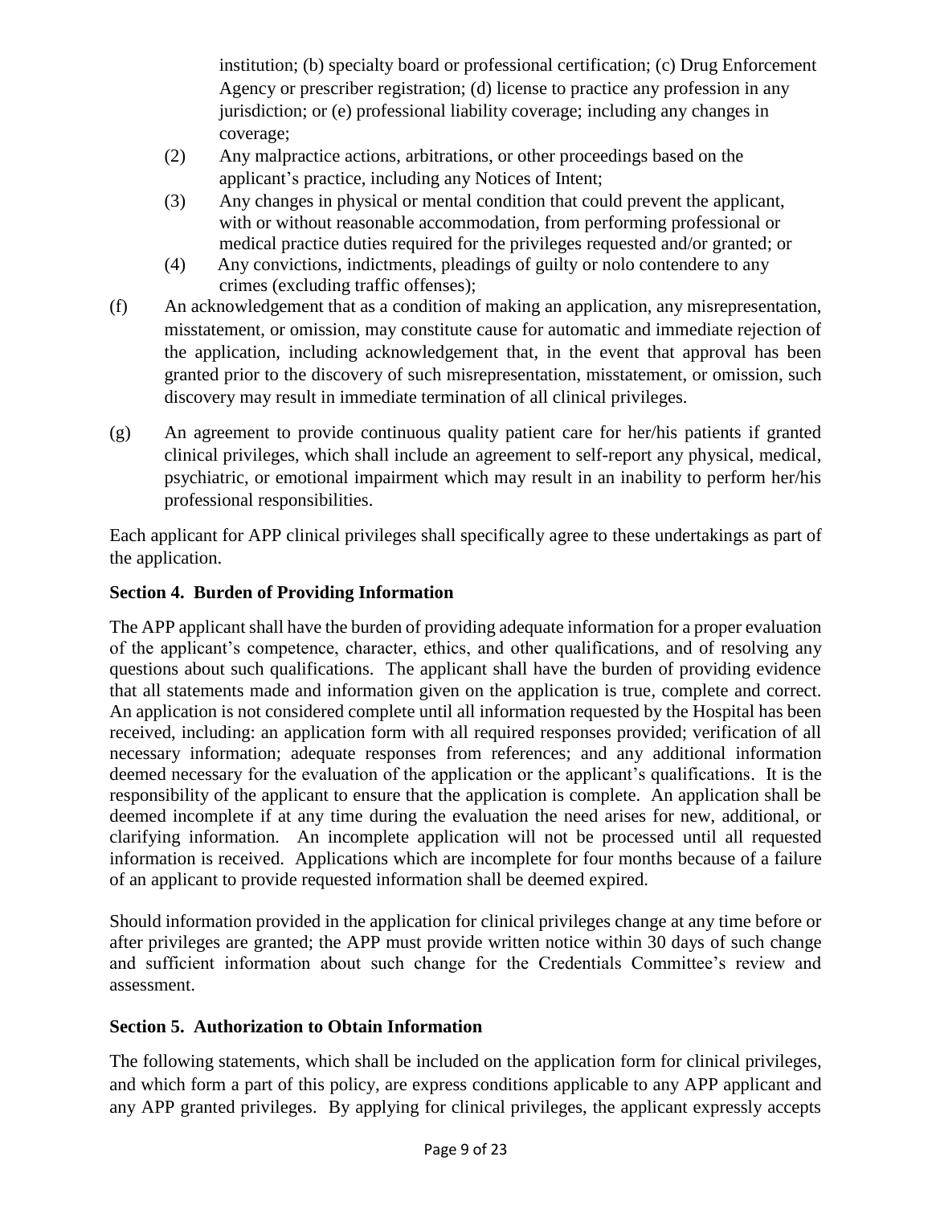institution; (b) specialty board or professional certification; (c) Drug Enforcement Agency or prescriber registration; (d) license to practice any profession in any jurisdiction; or (e) professional liability coverage; including any changes in coverage;

(2) Any malpractice actions, arbitrations, or other proceedings based on the applicant's practice, including any Notices of Intent;

(3) Any changes in physical or mental condition that could prevent the applicant, with or without reasonable accommodation, from performing professional or medical practice duties required for the privileges requested and/or granted; or

(4) Any convictions, indictments, pleadings of guilty or nolo contendere to any crimes (excluding traffic offenses);

(f) An acknowledgement that as a condition of making an application, any misrepresentation, misstatement, or omission, may constitute cause for automatic and immediate rejection of the application, including acknowledgement that, in the event that approval has been granted prior to the discovery of such misrepresentation, misstatement, or omission, such discovery may result in immediate termination of all clinical privileges.

(g) An agreement to provide continuous quality patient care for her/his patients if granted clinical privileges, which shall include an agreement to self-report any physical, medical, psychiatric, or emotional impairment which may result in an inability to perform her/his professional responsibilities.

Each applicant for APP clinical privileges shall specifically agree to these undertakings as part of the application.

**Section 4. Burden of Providing Information**

The APP applicant shall have the burden of providing adequate information for a proper evaluation of the applicant's competence, character, ethics, and other qualifications, and of resolving any questions about such qualifications. The applicant shall have the burden of providing evidence that all statements made and information given on the application is true, complete and correct. An application is not considered complete until all information requested by the Hospital has been received, including: an application form with all required responses provided; verification of all necessary information; adequate responses from references; and any additional information deemed necessary for the evaluation of the application or the applicant's qualifications. It is the responsibility of the applicant to ensure that the application is complete. An application shall be deemed incomplete if at any time during the evaluation the need arises for new, additional, or clarifying information. An incomplete application will not be processed until all requested information is received. Applications which are incomplete for four months because of a failure of an applicant to provide requested information shall be deemed expired.

Should information provided in the application for clinical privileges change at any time before or after privileges are granted; the APP must provide written notice within 30 days of such change and sufficient information about such change for the Credentials Committee's review and assessment.

**Section 5. Authorization to Obtain Information**

The following statements, which shall be included on the application form for clinical privileges, and which form a part of this policy, are express conditions applicable to any APP applicant and any APP granted privileges. By applying for clinical privileges, the applicant expressly accepts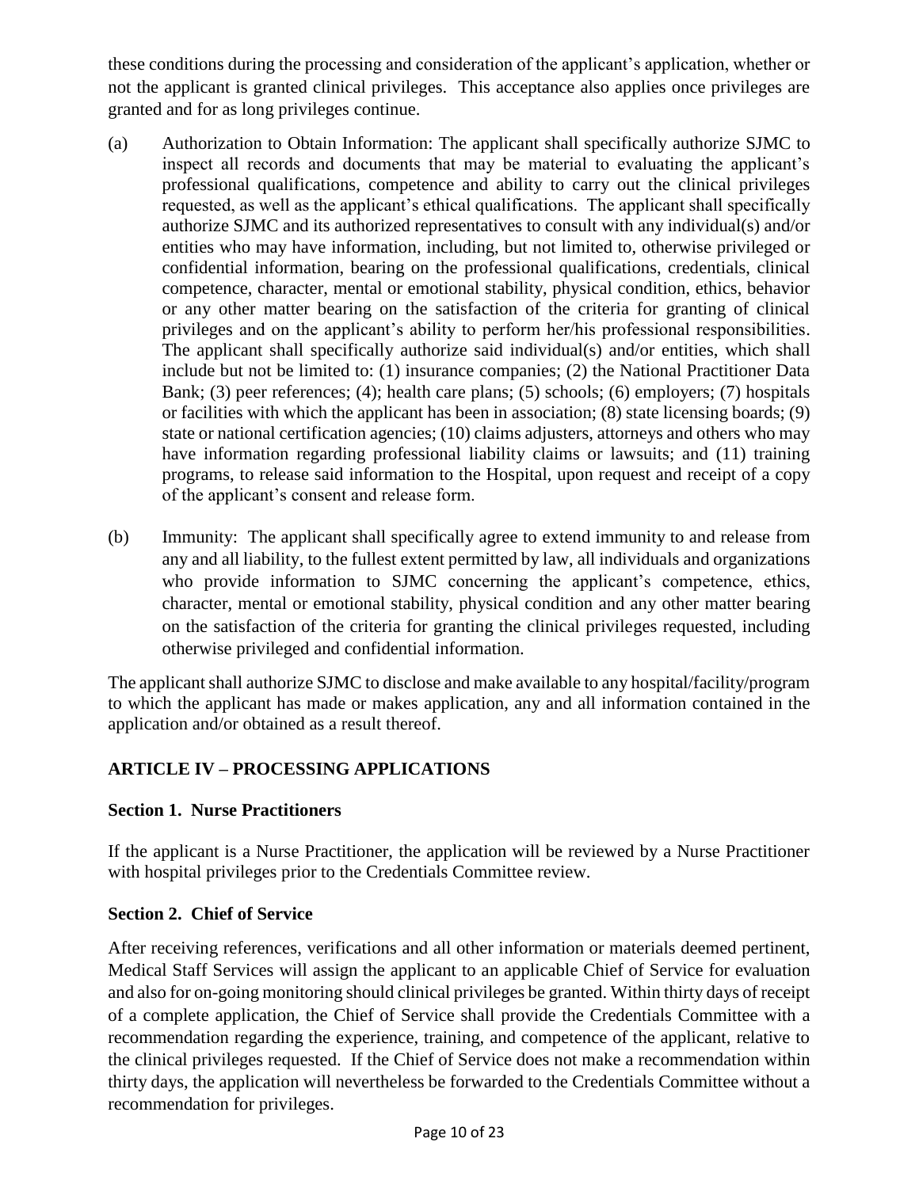these conditions during the processing and consideration of the applicant's application, whether or not the applicant is granted clinical privileges. This acceptance also applies once privileges are granted and for as long privileges continue.

(a) Authorization to Obtain Information: The applicant shall specifically authorize SJMC to inspect all records and documents that may be material to evaluating the applicant's professional qualifications, competence and ability to carry out the clinical privileges requested, as well as the applicant's ethical qualifications. The applicant shall specifically authorize SJMC and its authorized representatives to consult with any individual(s) and/or entities who may have information, including, but not limited to, otherwise privileged or confidential information, bearing on the professional qualifications, credentials, clinical competence, character, mental or emotional stability, physical condition, ethics, behavior or any other matter bearing on the satisfaction of the criteria for granting of clinical privileges and on the applicant's ability to perform her/his professional responsibilities. The applicant shall specifically authorize said individual(s) and/or entities, which shall include but not be limited to: (1) insurance companies; (2) the National Practitioner Data Bank; (3) peer references; (4); health care plans; (5) schools; (6) employers; (7) hospitals or facilities with which the applicant has been in association; (8) state licensing boards; (9) state or national certification agencies; (10) claims adjusters, attorneys and others who may have information regarding professional liability claims or lawsuits; and (11) training programs, to release said information to the Hospital, upon request and receipt of a copy of the applicant's consent and release form.

(b) Immunity: The applicant shall specifically agree to extend immunity to and release from any and all liability, to the fullest extent permitted by law, all individuals and organizations who provide information to SJMC concerning the applicant's competence, ethics, character, mental or emotional stability, physical condition and any other matter bearing on the satisfaction of the criteria for granting the clinical privileges requested, including otherwise privileged and confidential information.

The applicant shall authorize SJMC to disclose and make available to any hospital/facility/program to which the applicant has made or makes application, any and all information contained in the application and/or obtained as a result thereof.

## ARTICLE IV – PROCESSING APPLICATIONS

### Section 1. Nurse Practitioners

If the applicant is a Nurse Practitioner, the application will be reviewed by a Nurse Practitioner with hospital privileges prior to the Credentials Committee review.

### Section 2. Chief of Service

After receiving references, verifications and all other information or materials deemed pertinent, Medical Staff Services will assign the applicant to an applicable Chief of Service for evaluation and also for on-going monitoring should clinical privileges be granted. Within thirty days of receipt of a complete application, the Chief of Service shall provide the Credentials Committee with a recommendation regarding the experience, training, and competence of the applicant, relative to the clinical privileges requested. If the Chief of Service does not make a recommendation within thirty days, the application will nevertheless be forwarded to the Credentials Committee without a recommendation for privileges.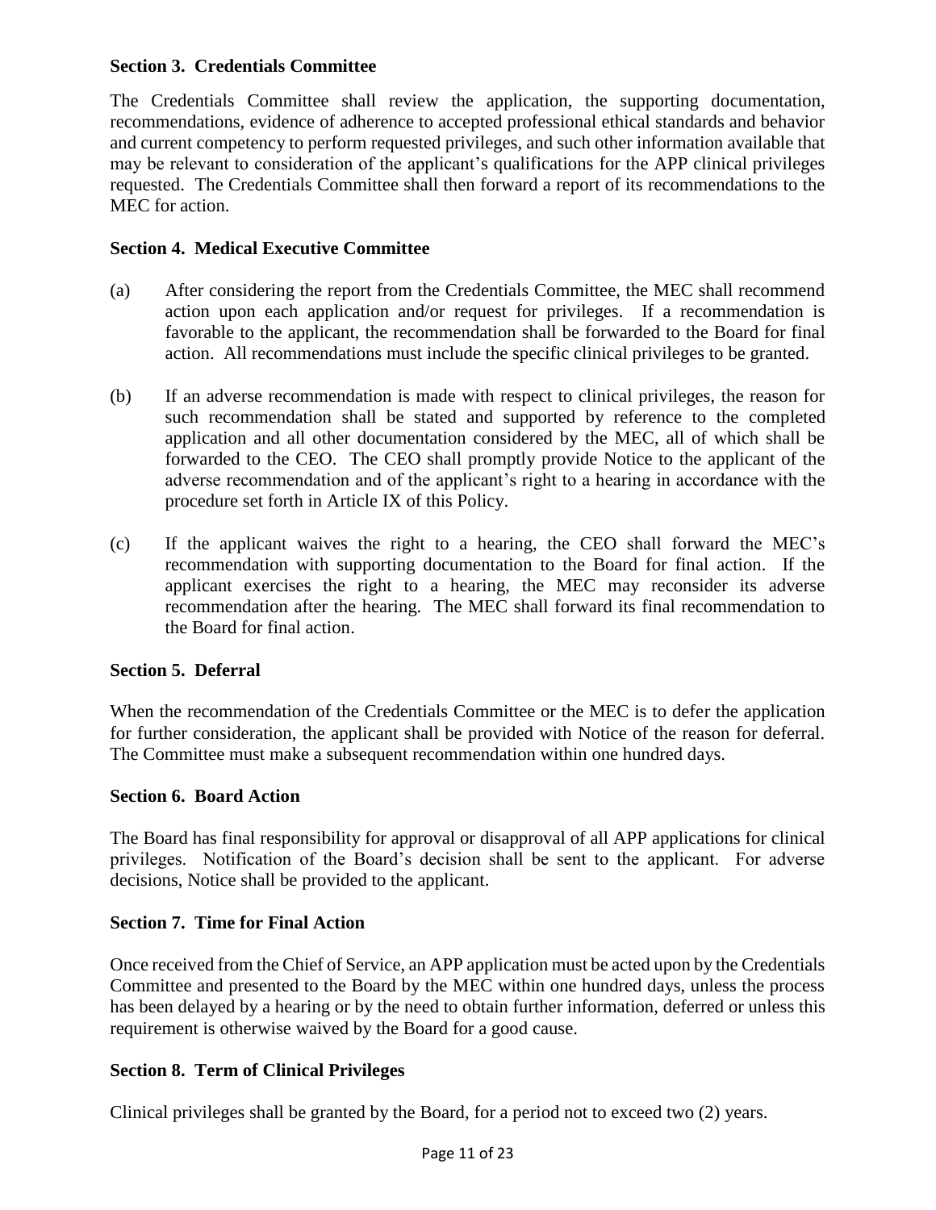### Section 3. Credentials Committee

The Credentials Committee shall review the application, the supporting documentation, recommendations, evidence of adherence to accepted professional ethical standards and behavior and current competency to perform requested privileges, and such other information available that may be relevant to consideration of the applicant's qualifications for the APP clinical privileges requested. The Credentials Committee shall then forward a report of its recommendations to the MEC for action.

### Section 4. Medical Executive Committee

(a) After considering the report from the Credentials Committee, the MEC shall recommend action upon each application and/or request for privileges. If a recommendation is favorable to the applicant, the recommendation shall be forwarded to the Board for final action. All recommendations must include the specific clinical privileges to be granted.

(b) If an adverse recommendation is made with respect to clinical privileges, the reason for such recommendation shall be stated and supported by reference to the completed application and all other documentation considered by the MEC, all of which shall be forwarded to the CEO. The CEO shall promptly provide Notice to the applicant of the adverse recommendation and of the applicant's right to a hearing in accordance with the procedure set forth in Article IX of this Policy.

(c) If the applicant waives the right to a hearing, the CEO shall forward the MEC's recommendation with supporting documentation to the Board for final action. If the applicant exercises the right to a hearing, the MEC may reconsider its adverse recommendation after the hearing. The MEC shall forward its final recommendation to the Board for final action.

### Section 5. Deferral

When the recommendation of the Credentials Committee or the MEC is to defer the application for further consideration, the applicant shall be provided with Notice of the reason for deferral. The Committee must make a subsequent recommendation within one hundred days.

### Section 6. Board Action

The Board has final responsibility for approval or disapproval of all APP applications for clinical privileges. Notification of the Board's decision shall be sent to the applicant. For adverse decisions, Notice shall be provided to the applicant.

### Section 7. Time for Final Action

Once received from the Chief of Service, an APP application must be acted upon by the Credentials Committee and presented to the Board by the MEC within one hundred days, unless the process has been delayed by a hearing or by the need to obtain further information, deferred or unless this requirement is otherwise waived by the Board for a good cause.

### Section 8. Term of Clinical Privileges

Clinical privileges shall be granted by the Board, for a period not to exceed two (2) years.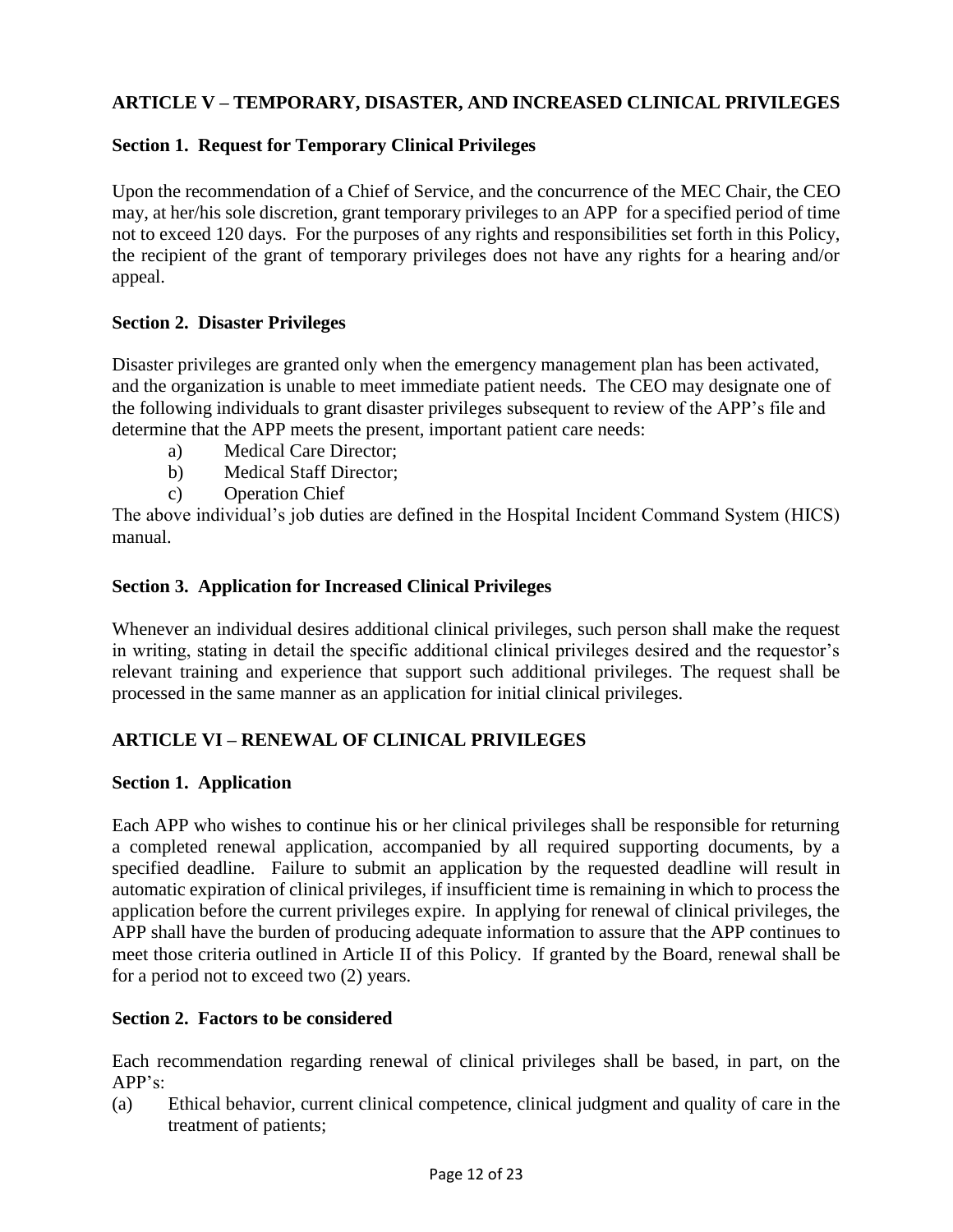## ARTICLE V – TEMPORARY, DISASTER, AND INCREASED CLINICAL PRIVILEGES

### Section 1. Request for Temporary Clinical Privileges

Upon the recommendation of a Chief of Service, and the concurrence of the MEC Chair, the CEO may, at her/his sole discretion, grant temporary privileges to an APP for a specified period of time not to exceed 120 days. For the purposes of any rights and responsibilities set forth in this Policy, the recipient of the grant of temporary privileges does not have any rights for a hearing and/or appeal.

### Section 2. Disaster Privileges

Disaster privileges are granted only when the emergency management plan has been activated, and the organization is unable to meet immediate patient needs. The CEO may designate one of the following individuals to grant disaster privileges subsequent to review of the APP's file and determine that the APP meets the present, important patient care needs:

a) Medical Care Director;
b) Medical Staff Director;
c) Operation Chief

The above individual's job duties are defined in the Hospital Incident Command System (HICS) manual.

### Section 3. Application for Increased Clinical Privileges

Whenever an individual desires additional clinical privileges, such person shall make the request in writing, stating in detail the specific additional clinical privileges desired and the requestor's relevant training and experience that support such additional privileges. The request shall be processed in the same manner as an application for initial clinical privileges.

## ARTICLE VI – RENEWAL OF CLINICAL PRIVILEGES

### Section 1. Application

Each APP who wishes to continue his or her clinical privileges shall be responsible for returning a completed renewal application, accompanied by all required supporting documents, by a specified deadline. Failure to submit an application by the requested deadline will result in automatic expiration of clinical privileges, if insufficient time is remaining in which to process the application before the current privileges expire. In applying for renewal of clinical privileges, the APP shall have the burden of producing adequate information to assure that the APP continues to meet those criteria outlined in Article II of this Policy. If granted by the Board, renewal shall be for a period not to exceed two (2) years.

### Section 2. Factors to be considered

Each recommendation regarding renewal of clinical privileges shall be based, in part, on the APP's:

(a) Ethical behavior, current clinical competence, clinical judgment and quality of care in the treatment of patients;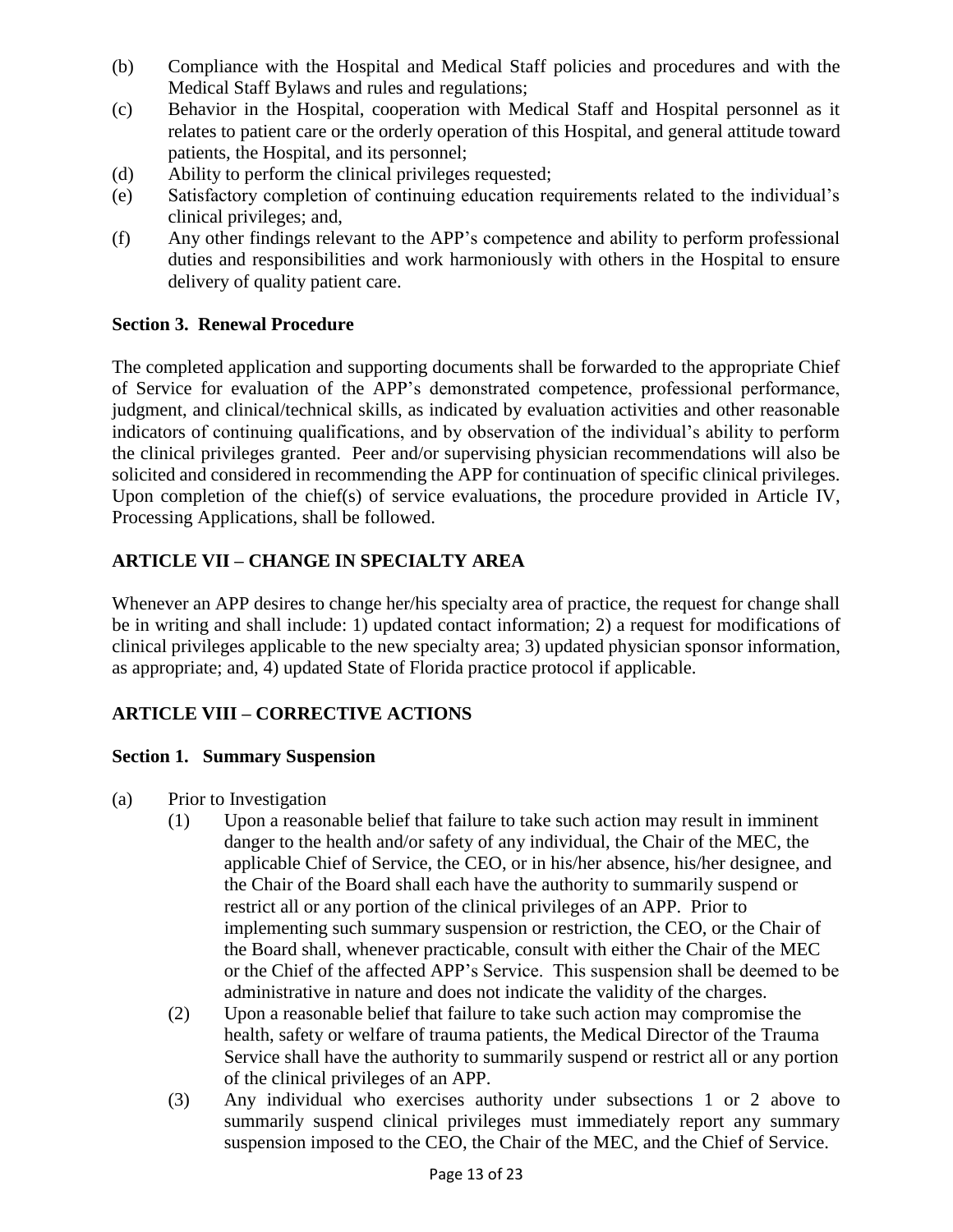(b) Compliance with the Hospital and Medical Staff policies and procedures and with the Medical Staff Bylaws and rules and regulations;

(c) Behavior in the Hospital, cooperation with Medical Staff and Hospital personnel as it relates to patient care or the orderly operation of this Hospital, and general attitude toward patients, the Hospital, and its personnel;

(d) Ability to perform the clinical privileges requested;

(e) Satisfactory completion of continuing education requirements related to the individual's clinical privileges; and,

(f) Any other findings relevant to the APP's competence and ability to perform professional duties and responsibilities and work harmoniously with others in the Hospital to ensure delivery of quality patient care.

### Section 3. Renewal Procedure

The completed application and supporting documents shall be forwarded to the appropriate Chief of Service for evaluation of the APP's demonstrated competence, professional performance, judgment, and clinical/technical skills, as indicated by evaluation activities and other reasonable indicators of continuing qualifications, and by observation of the individual's ability to perform the clinical privileges granted. Peer and/or supervising physician recommendations will also be solicited and considered in recommending the APP for continuation of specific clinical privileges. Upon completion of the chief(s) of service evaluations, the procedure provided in Article IV, Processing Applications, shall be followed.

## ARTICLE VII – CHANGE IN SPECIALTY AREA

Whenever an APP desires to change her/his specialty area of practice, the request for change shall be in writing and shall include: 1) updated contact information; 2) a request for modifications of clinical privileges applicable to the new specialty area; 3) updated physician sponsor information, as appropriate; and, 4) updated State of Florida practice protocol if applicable.

## ARTICLE VIII – CORRECTIVE ACTIONS

### Section 1. Summary Suspension

(a) Prior to Investigation

(1) Upon a reasonable belief that failure to take such action may result in imminent danger to the health and/or safety of any individual, the Chair of the MEC, the applicable Chief of Service, the CEO, or in his/her absence, his/her designee, and the Chair of the Board shall each have the authority to summarily suspend or restrict all or any portion of the clinical privileges of an APP. Prior to implementing such summary suspension or restriction, the CEO, or the Chair of the Board shall, whenever practicable, consult with either the Chair of the MEC or the Chief of the affected APP's Service. This suspension shall be deemed to be administrative in nature and does not indicate the validity of the charges.

(2) Upon a reasonable belief that failure to take such action may compromise the health, safety or welfare of trauma patients, the Medical Director of the Trauma Service shall have the authority to summarily suspend or restrict all or any portion of the clinical privileges of an APP.

(3) Any individual who exercises authority under subsections 1 or 2 above to summarily suspend clinical privileges must immediately report any summary suspension imposed to the CEO, the Chair of the MEC, and the Chief of Service.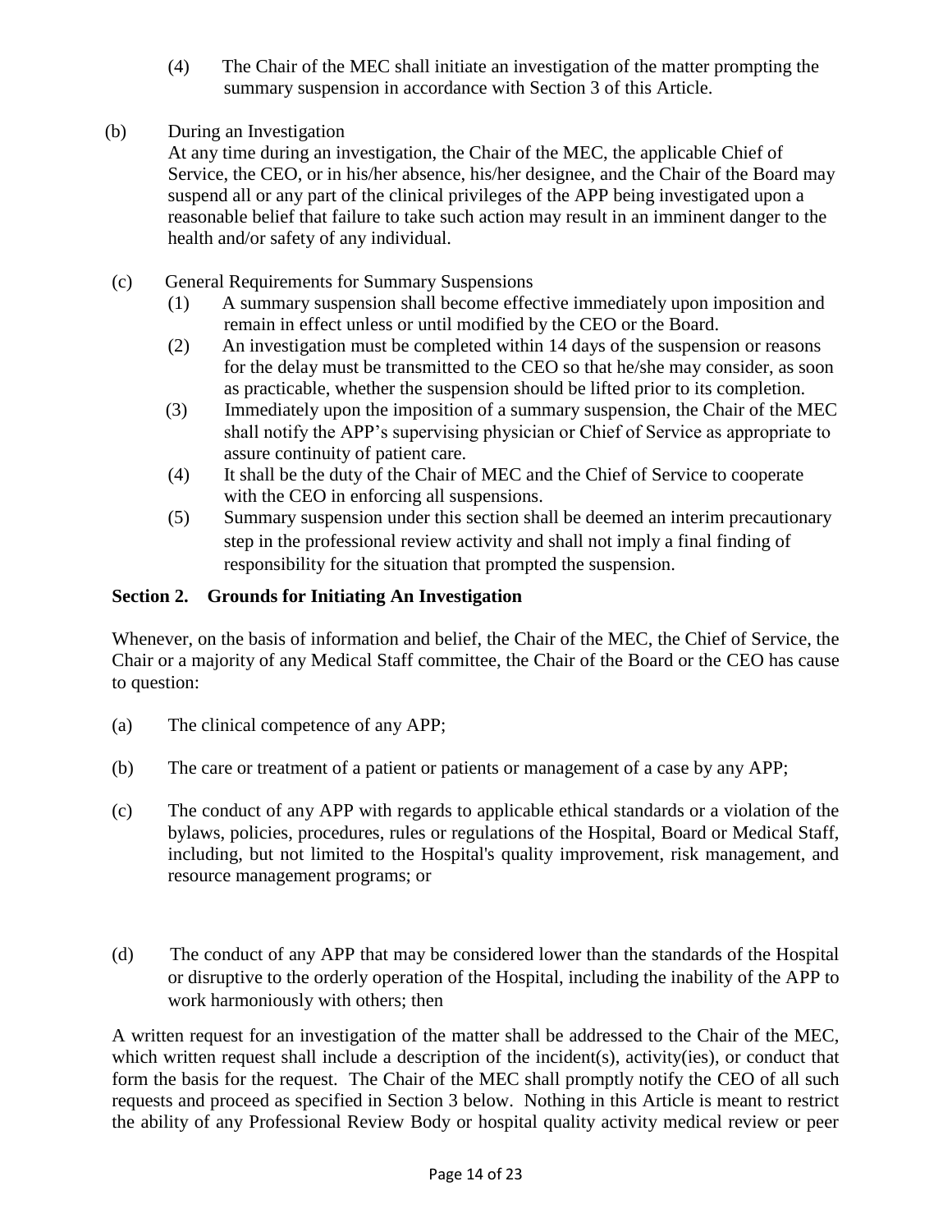(4) The Chair of the MEC shall initiate an investigation of the matter prompting the summary suspension in accordance with Section 3 of this Article.

(b) During an Investigation

At any time during an investigation, the Chair of the MEC, the applicable Chief of Service, the CEO, or in his/her absence, his/her designee, and the Chair of the Board may suspend all or any part of the clinical privileges of the APP being investigated upon a reasonable belief that failure to take such action may result in an imminent danger to the health and/or safety of any individual.

(c) General Requirements for Summary Suspensions

(1) A summary suspension shall become effective immediately upon imposition and remain in effect unless or until modified by the CEO or the Board.

(2) An investigation must be completed within 14 days of the suspension or reasons for the delay must be transmitted to the CEO so that he/she may consider, as soon as practicable, whether the suspension should be lifted prior to its completion.

(3) Immediately upon the imposition of a summary suspension, the Chair of the MEC shall notify the APP's supervising physician or Chief of Service as appropriate to assure continuity of patient care.

(4) It shall be the duty of the Chair of MEC and the Chief of Service to cooperate with the CEO in enforcing all suspensions.

(5) Summary suspension under this section shall be deemed an interim precautionary step in the professional review activity and shall not imply a final finding of responsibility for the situation that prompted the suspension.

**Section 2. Grounds for Initiating An Investigation**

Whenever, on the basis of information and belief, the Chair of the MEC, the Chief of Service, the Chair or a majority of any Medical Staff committee, the Chair of the Board or the CEO has cause to question:

(a) The clinical competence of any APP;

(b) The care or treatment of a patient or patients or management of a case by any APP;

(c) The conduct of any APP with regards to applicable ethical standards or a violation of the bylaws, policies, procedures, rules or regulations of the Hospital, Board or Medical Staff, including, but not limited to the Hospital's quality improvement, risk management, and resource management programs; or

(d) The conduct of any APP that may be considered lower than the standards of the Hospital or disruptive to the orderly operation of the Hospital, including the inability of the APP to work harmoniously with others; then

A written request for an investigation of the matter shall be addressed to the Chair of the MEC, which written request shall include a description of the incident(s), activity(ies), or conduct that form the basis for the request. The Chair of the MEC shall promptly notify the CEO of all such requests and proceed as specified in Section 3 below. Nothing in this Article is meant to restrict the ability of any Professional Review Body or hospital quality activity medical review or peer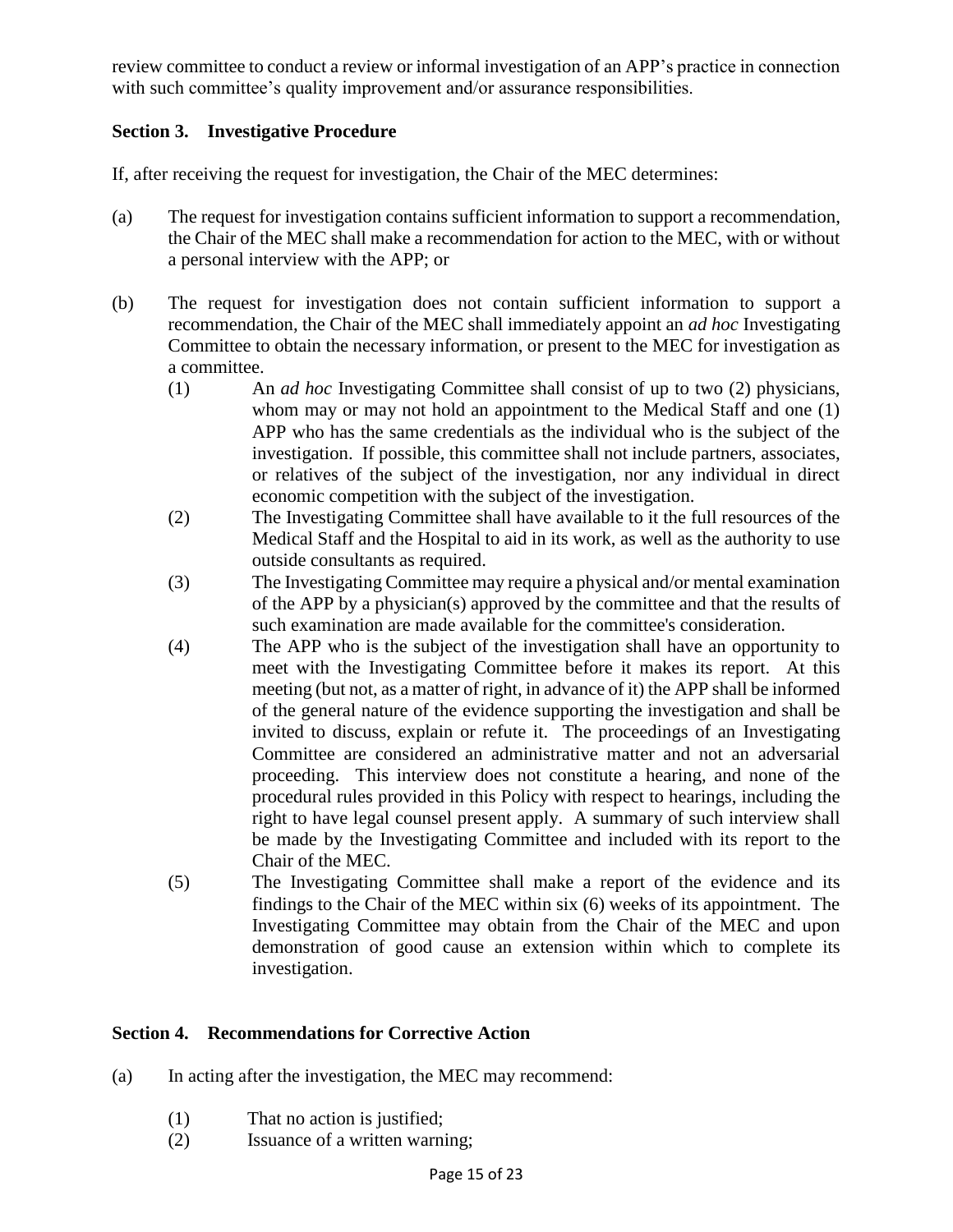review committee to conduct a review or informal investigation of an APP's practice in connection with such committee's quality improvement and/or assurance responsibilities.

**Section 3. Investigative Procedure**

If, after receiving the request for investigation, the Chair of the MEC determines:

(a) The request for investigation contains sufficient information to support a recommendation, the Chair of the MEC shall make a recommendation for action to the MEC, with or without a personal interview with the APP; or

(b) The request for investigation does not contain sufficient information to support a recommendation, the Chair of the MEC shall immediately appoint an *ad hoc* Investigating Committee to obtain the necessary information, or present to the MEC for investigation as a committee.

  (1) An *ad hoc* Investigating Committee shall consist of up to two (2) physicians, whom may or may not hold an appointment to the Medical Staff and one (1) APP who has the same credentials as the individual who is the subject of the investigation. If possible, this committee shall not include partners, associates, or relatives of the subject of the investigation, nor any individual in direct economic competition with the subject of the investigation.

  (2) The Investigating Committee shall have available to it the full resources of the Medical Staff and the Hospital to aid in its work, as well as the authority to use outside consultants as required.

  (3) The Investigating Committee may require a physical and/or mental examination of the APP by a physician(s) approved by the committee and that the results of such examination are made available for the committee's consideration.

  (4) The APP who is the subject of the investigation shall have an opportunity to meet with the Investigating Committee before it makes its report. At this meeting (but not, as a matter of right, in advance of it) the APP shall be informed of the general nature of the evidence supporting the investigation and shall be invited to discuss, explain or refute it. The proceedings of an Investigating Committee are considered an administrative matter and not an adversarial proceeding. This interview does not constitute a hearing, and none of the procedural rules provided in this Policy with respect to hearings, including the right to have legal counsel present apply. A summary of such interview shall be made by the Investigating Committee and included with its report to the Chair of the MEC.

  (5) The Investigating Committee shall make a report of the evidence and its findings to the Chair of the MEC within six (6) weeks of its appointment. The Investigating Committee may obtain from the Chair of the MEC and upon demonstration of good cause an extension within which to complete its investigation.

**Section 4. Recommendations for Corrective Action**

(a) In acting after the investigation, the MEC may recommend:

  (1) That no action is justified;

  (2) Issuance of a written warning;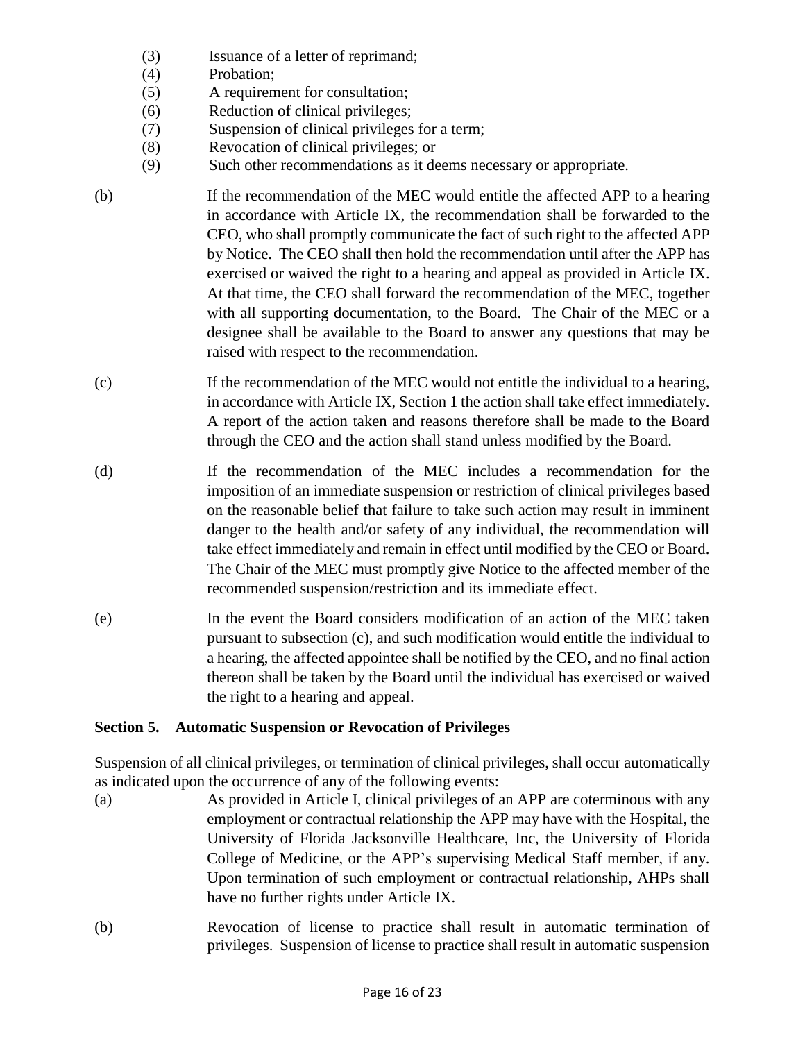(3) Issuance of a letter of reprimand;
(4) Probation;
(5) A requirement for consultation;
(6) Reduction of clinical privileges;
(7) Suspension of clinical privileges for a term;
(8) Revocation of clinical privileges; or
(9) Such other recommendations as it deems necessary or appropriate.

(b) If the recommendation of the MEC would entitle the affected APP to a hearing in accordance with Article IX, the recommendation shall be forwarded to the CEO, who shall promptly communicate the fact of such right to the affected APP by Notice. The CEO shall then hold the recommendation until after the APP has exercised or waived the right to a hearing and appeal as provided in Article IX. At that time, the CEO shall forward the recommendation of the MEC, together with all supporting documentation, to the Board. The Chair of the MEC or a designee shall be available to the Board to answer any questions that may be raised with respect to the recommendation.

(c) If the recommendation of the MEC would not entitle the individual to a hearing, in accordance with Article IX, Section 1 the action shall take effect immediately. A report of the action taken and reasons therefore shall be made to the Board through the CEO and the action shall stand unless modified by the Board.

(d) If the recommendation of the MEC includes a recommendation for the imposition of an immediate suspension or restriction of clinical privileges based on the reasonable belief that failure to take such action may result in imminent danger to the health and/or safety of any individual, the recommendation will take effect immediately and remain in effect until modified by the CEO or Board. The Chair of the MEC must promptly give Notice to the affected member of the recommended suspension/restriction and its immediate effect.

(e) In the event the Board considers modification of an action of the MEC taken pursuant to subsection (c), and such modification would entitle the individual to a hearing, the affected appointee shall be notified by the CEO, and no final action thereon shall be taken by the Board until the individual has exercised or waived the right to a hearing and appeal.

### Section 5. Automatic Suspension or Revocation of Privileges

Suspension of all clinical privileges, or termination of clinical privileges, shall occur automatically as indicated upon the occurrence of any of the following events:

(a) As provided in Article I, clinical privileges of an APP are coterminous with any employment or contractual relationship the APP may have with the Hospital, the University of Florida Jacksonville Healthcare, Inc, the University of Florida College of Medicine, or the APP's supervising Medical Staff member, if any. Upon termination of such employment or contractual relationship, AHPs shall have no further rights under Article IX.

(b) Revocation of license to practice shall result in automatic termination of privileges. Suspension of license to practice shall result in automatic suspension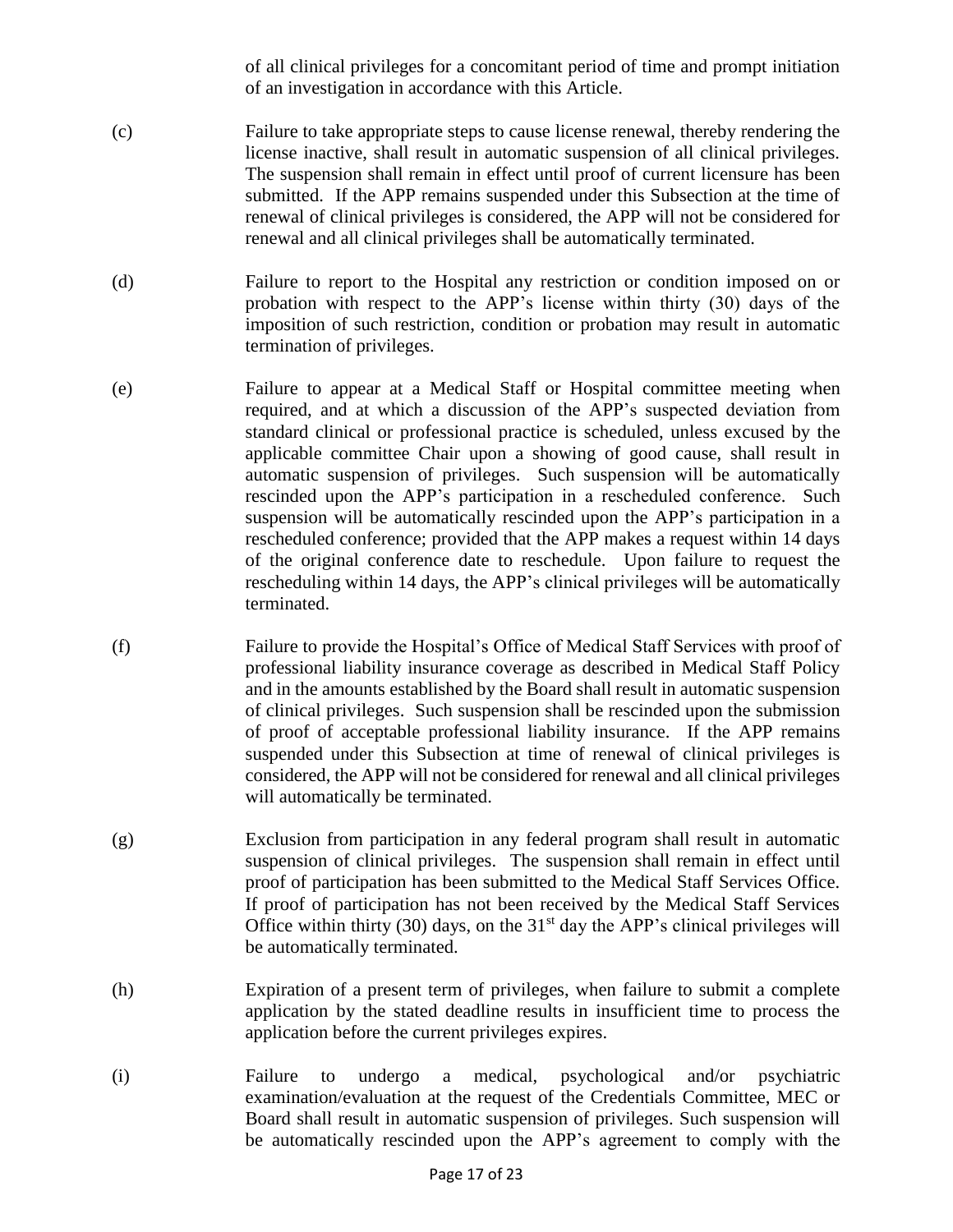of all clinical privileges for a concomitant period of time and prompt initiation of an investigation in accordance with this Article.

(c) Failure to take appropriate steps to cause license renewal, thereby rendering the license inactive, shall result in automatic suspension of all clinical privileges. The suspension shall remain in effect until proof of current licensure has been submitted. If the APP remains suspended under this Subsection at the time of renewal of clinical privileges is considered, the APP will not be considered for renewal and all clinical privileges shall be automatically terminated.

(d) Failure to report to the Hospital any restriction or condition imposed on or probation with respect to the APP's license within thirty (30) days of the imposition of such restriction, condition or probation may result in automatic termination of privileges.

(e) Failure to appear at a Medical Staff or Hospital committee meeting when required, and at which a discussion of the APP's suspected deviation from standard clinical or professional practice is scheduled, unless excused by the applicable committee Chair upon a showing of good cause, shall result in automatic suspension of privileges. Such suspension will be automatically rescinded upon the APP's participation in a rescheduled conference. Such suspension will be automatically rescinded upon the APP's participation in a rescheduled conference; provided that the APP makes a request within 14 days of the original conference date to reschedule. Upon failure to request the rescheduling within 14 days, the APP's clinical privileges will be automatically terminated.

(f) Failure to provide the Hospital's Office of Medical Staff Services with proof of professional liability insurance coverage as described in Medical Staff Policy and in the amounts established by the Board shall result in automatic suspension of clinical privileges. Such suspension shall be rescinded upon the submission of proof of acceptable professional liability insurance. If the APP remains suspended under this Subsection at time of renewal of clinical privileges is considered, the APP will not be considered for renewal and all clinical privileges will automatically be terminated.

(g) Exclusion from participation in any federal program shall result in automatic suspension of clinical privileges. The suspension shall remain in effect until proof of participation has been submitted to the Medical Staff Services Office. If proof of participation has not been received by the Medical Staff Services Office within thirty (30) days, on the 31st day the APP's clinical privileges will be automatically terminated.

(h) Expiration of a present term of privileges, when failure to submit a complete application by the stated deadline results in insufficient time to process the application before the current privileges expires.

(i) Failure to undergo a medical, psychological and/or psychiatric examination/evaluation at the request of the Credentials Committee, MEC or Board shall result in automatic suspension of privileges. Such suspension will be automatically rescinded upon the APP's agreement to comply with the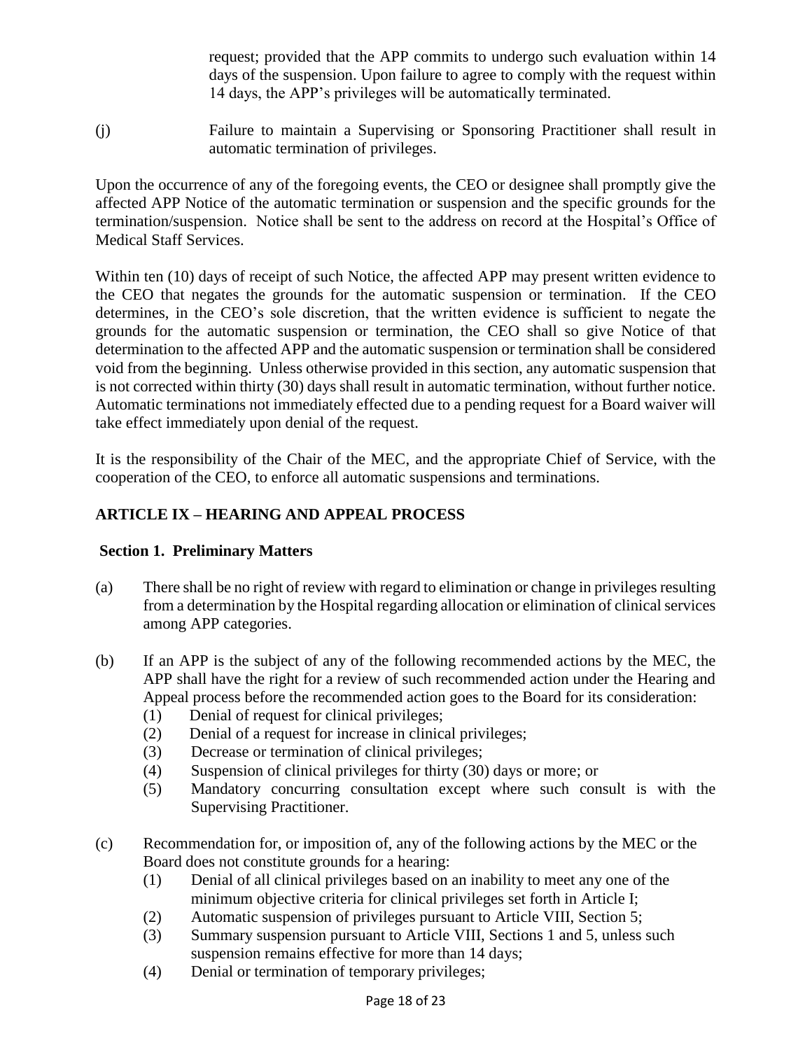request; provided that the APP commits to undergo such evaluation within 14 days of the suspension. Upon failure to agree to comply with the request within 14 days, the APP's privileges will be automatically terminated.

(j) Failure to maintain a Supervising or Sponsoring Practitioner shall result in automatic termination of privileges.

Upon the occurrence of any of the foregoing events, the CEO or designee shall promptly give the affected APP Notice of the automatic termination or suspension and the specific grounds for the termination/suspension. Notice shall be sent to the address on record at the Hospital's Office of Medical Staff Services.

Within ten (10) days of receipt of such Notice, the affected APP may present written evidence to the CEO that negates the grounds for the automatic suspension or termination. If the CEO determines, in the CEO's sole discretion, that the written evidence is sufficient to negate the grounds for the automatic suspension or termination, the CEO shall so give Notice of that determination to the affected APP and the automatic suspension or termination shall be considered void from the beginning. Unless otherwise provided in this section, any automatic suspension that is not corrected within thirty (30) days shall result in automatic termination, without further notice. Automatic terminations not immediately effected due to a pending request for a Board waiver will take effect immediately upon denial of the request.

It is the responsibility of the Chair of the MEC, and the appropriate Chief of Service, with the cooperation of the CEO, to enforce all automatic suspensions and terminations.

## ARTICLE IX – HEARING AND APPEAL PROCESS

### Section 1. Preliminary Matters

(a) There shall be no right of review with regard to elimination or change in privileges resulting from a determination by the Hospital regarding allocation or elimination of clinical services among APP categories.

(b) If an APP is the subject of any of the following recommended actions by the MEC, the APP shall have the right for a review of such recommended action under the Hearing and Appeal process before the recommended action goes to the Board for its consideration:

- (1) Denial of request for clinical privileges;
- (2) Denial of a request for increase in clinical privileges;
- (3) Decrease or termination of clinical privileges;
- (4) Suspension of clinical privileges for thirty (30) days or more; or
- (5) Mandatory concurring consultation except where such consult is with the Supervising Practitioner.

(c) Recommendation for, or imposition of, any of the following actions by the MEC or the Board does not constitute grounds for a hearing:

- (1) Denial of all clinical privileges based on an inability to meet any one of the minimum objective criteria for clinical privileges set forth in Article I;
- (2) Automatic suspension of privileges pursuant to Article VIII, Section 5;
- (3) Summary suspension pursuant to Article VIII, Sections 1 and 5, unless such suspension remains effective for more than 14 days;
- (4) Denial or termination of temporary privileges;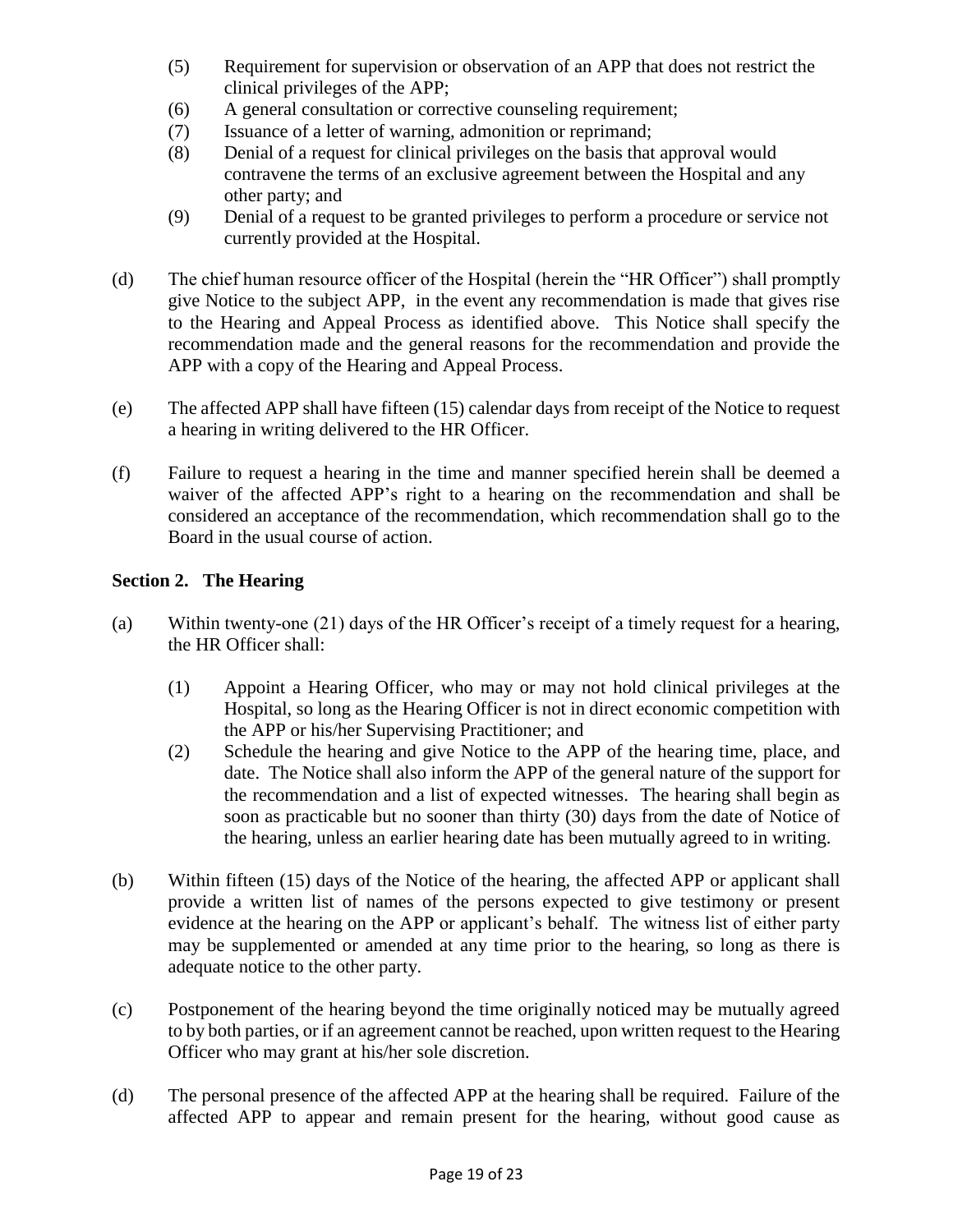(5) Requirement for supervision or observation of an APP that does not restrict the clinical privileges of the APP;
(6) A general consultation or corrective counseling requirement;
(7) Issuance of a letter of warning, admonition or reprimand;
(8) Denial of a request for clinical privileges on the basis that approval would contravene the terms of an exclusive agreement between the Hospital and any other party; and
(9) Denial of a request to be granted privileges to perform a procedure or service not currently provided at the Hospital.

(d) The chief human resource officer of the Hospital (herein the "HR Officer") shall promptly give Notice to the subject APP, in the event any recommendation is made that gives rise to the Hearing and Appeal Process as identified above. This Notice shall specify the recommendation made and the general reasons for the recommendation and provide the APP with a copy of the Hearing and Appeal Process.

(e) The affected APP shall have fifteen (15) calendar days from receipt of the Notice to request a hearing in writing delivered to the HR Officer.

(f) Failure to request a hearing in the time and manner specified herein shall be deemed a waiver of the affected APP's right to a hearing on the recommendation and shall be considered an acceptance of the recommendation, which recommendation shall go to the Board in the usual course of action.

**Section 2. The Hearing**

(a) Within twenty-one (21) days of the HR Officer's receipt of a timely request for a hearing, the HR Officer shall:

(1) Appoint a Hearing Officer, who may or may not hold clinical privileges at the Hospital, so long as the Hearing Officer is not in direct economic competition with the APP or his/her Supervising Practitioner; and
(2) Schedule the hearing and give Notice to the APP of the hearing time, place, and date. The Notice shall also inform the APP of the general nature of the support for the recommendation and a list of expected witnesses. The hearing shall begin as soon as practicable but no sooner than thirty (30) days from the date of Notice of the hearing, unless an earlier hearing date has been mutually agreed to in writing.

(b) Within fifteen (15) days of the Notice of the hearing, the affected APP or applicant shall provide a written list of names of the persons expected to give testimony or present evidence at the hearing on the APP or applicant's behalf. The witness list of either party may be supplemented or amended at any time prior to the hearing, so long as there is adequate notice to the other party.

(c) Postponement of the hearing beyond the time originally noticed may be mutually agreed to by both parties, or if an agreement cannot be reached, upon written request to the Hearing Officer who may grant at his/her sole discretion.

(d) The personal presence of the affected APP at the hearing shall be required. Failure of the affected APP to appear and remain present for the hearing, without good cause as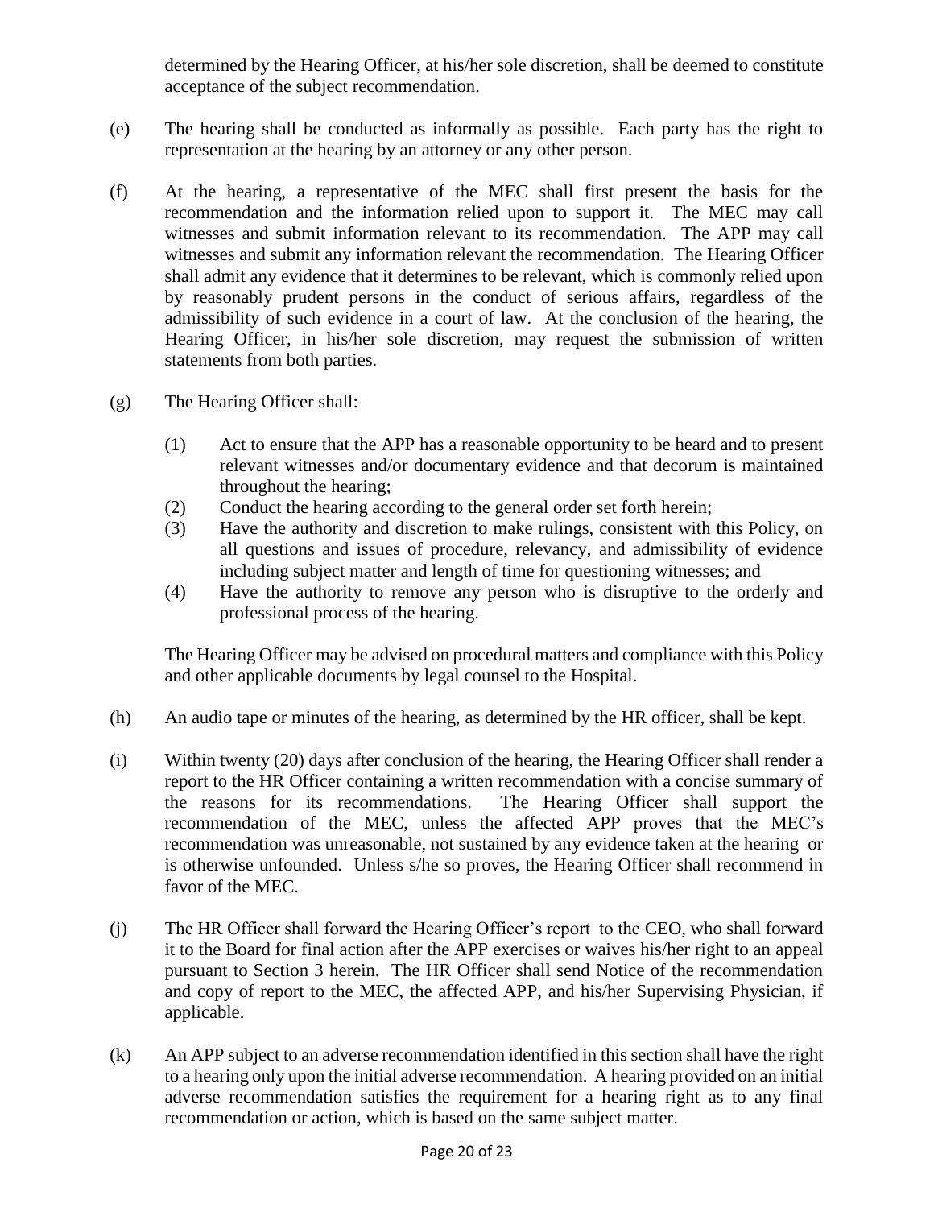determined by the Hearing Officer, at his/her sole discretion, shall be deemed to constitute acceptance of the subject recommendation.

(e) The hearing shall be conducted as informally as possible. Each party has the right to representation at the hearing by an attorney or any other person.

(f) At the hearing, a representative of the MEC shall first present the basis for the recommendation and the information relied upon to support it. The MEC may call witnesses and submit information relevant to its recommendation. The APP may call witnesses and submit any information relevant the recommendation. The Hearing Officer shall admit any evidence that it determines to be relevant, which is commonly relied upon by reasonably prudent persons in the conduct of serious affairs, regardless of the admissibility of such evidence in a court of law. At the conclusion of the hearing, the Hearing Officer, in his/her sole discretion, may request the submission of written statements from both parties.

(g) The Hearing Officer shall:

(1) Act to ensure that the APP has a reasonable opportunity to be heard and to present relevant witnesses and/or documentary evidence and that decorum is maintained throughout the hearing;
(2) Conduct the hearing according to the general order set forth herein;
(3) Have the authority and discretion to make rulings, consistent with this Policy, on all questions and issues of procedure, relevancy, and admissibility of evidence including subject matter and length of time for questioning witnesses; and
(4) Have the authority to remove any person who is disruptive to the orderly and professional process of the hearing.

The Hearing Officer may be advised on procedural matters and compliance with this Policy and other applicable documents by legal counsel to the Hospital.

(h) An audio tape or minutes of the hearing, as determined by the HR officer, shall be kept.

(i) Within twenty (20) days after conclusion of the hearing, the Hearing Officer shall render a report to the HR Officer containing a written recommendation with a concise summary of the reasons for its recommendations. The Hearing Officer shall support the recommendation of the MEC, unless the affected APP proves that the MEC's recommendation was unreasonable, not sustained by any evidence taken at the hearing or is otherwise unfounded. Unless s/he so proves, the Hearing Officer shall recommend in favor of the MEC.

(j) The HR Officer shall forward the Hearing Officer's report to the CEO, who shall forward it to the Board for final action after the APP exercises or waives his/her right to an appeal pursuant to Section 3 herein. The HR Officer shall send Notice of the recommendation and copy of report to the MEC, the affected APP, and his/her Supervising Physician, if applicable.

(k) An APP subject to an adverse recommendation identified in this section shall have the right to a hearing only upon the initial adverse recommendation. A hearing provided on an initial adverse recommendation satisfies the requirement for a hearing right as to any final recommendation or action, which is based on the same subject matter.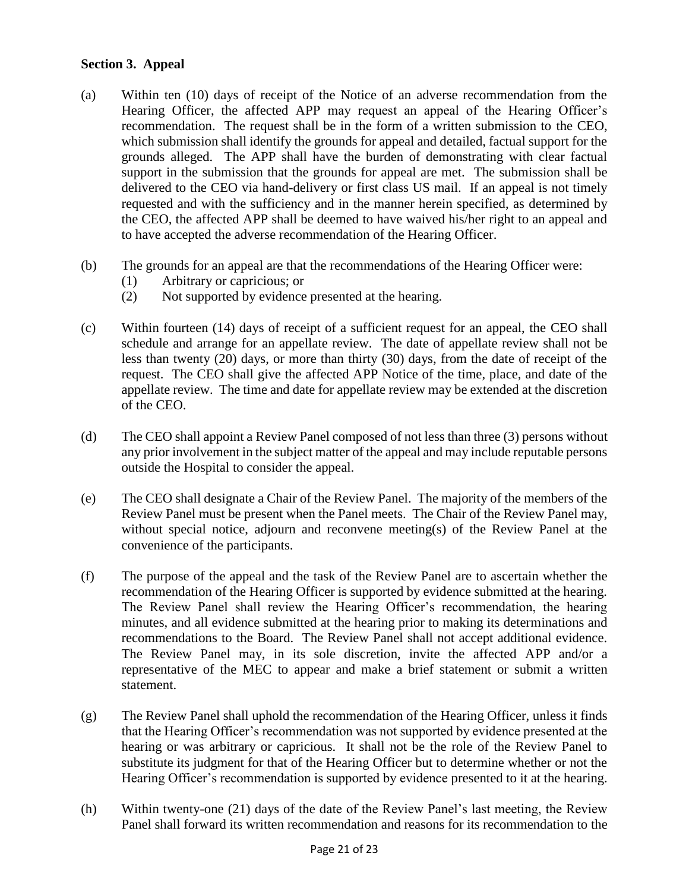### Section 3. Appeal

(a) Within ten (10) days of receipt of the Notice of an adverse recommendation from the Hearing Officer, the affected APP may request an appeal of the Hearing Officer's recommendation. The request shall be in the form of a written submission to the CEO, which submission shall identify the grounds for appeal and detailed, factual support for the grounds alleged. The APP shall have the burden of demonstrating with clear factual support in the submission that the grounds for appeal are met. The submission shall be delivered to the CEO via hand-delivery or first class US mail. If an appeal is not timely requested and with the sufficiency and in the manner herein specified, as determined by the CEO, the affected APP shall be deemed to have waived his/her right to an appeal and to have accepted the adverse recommendation of the Hearing Officer.

(b) The grounds for an appeal are that the recommendations of the Hearing Officer were:
   (1) Arbitrary or capricious; or
   (2) Not supported by evidence presented at the hearing.

(c) Within fourteen (14) days of receipt of a sufficient request for an appeal, the CEO shall schedule and arrange for an appellate review. The date of appellate review shall not be less than twenty (20) days, or more than thirty (30) days, from the date of receipt of the request. The CEO shall give the affected APP Notice of the time, place, and date of the appellate review. The time and date for appellate review may be extended at the discretion of the CEO.

(d) The CEO shall appoint a Review Panel composed of not less than three (3) persons without any prior involvement in the subject matter of the appeal and may include reputable persons outside the Hospital to consider the appeal.

(e) The CEO shall designate a Chair of the Review Panel. The majority of the members of the Review Panel must be present when the Panel meets. The Chair of the Review Panel may, without special notice, adjourn and reconvene meeting(s) of the Review Panel at the convenience of the participants.

(f) The purpose of the appeal and the task of the Review Panel are to ascertain whether the recommendation of the Hearing Officer is supported by evidence submitted at the hearing. The Review Panel shall review the Hearing Officer's recommendation, the hearing minutes, and all evidence submitted at the hearing prior to making its determinations and recommendations to the Board. The Review Panel shall not accept additional evidence. The Review Panel may, in its sole discretion, invite the affected APP and/or a representative of the MEC to appear and make a brief statement or submit a written statement.

(g) The Review Panel shall uphold the recommendation of the Hearing Officer, unless it finds that the Hearing Officer's recommendation was not supported by evidence presented at the hearing or was arbitrary or capricious. It shall not be the role of the Review Panel to substitute its judgment for that of the Hearing Officer but to determine whether or not the Hearing Officer's recommendation is supported by evidence presented to it at the hearing.

(h) Within twenty-one (21) days of the date of the Review Panel's last meeting, the Review Panel shall forward its written recommendation and reasons for its recommendation to the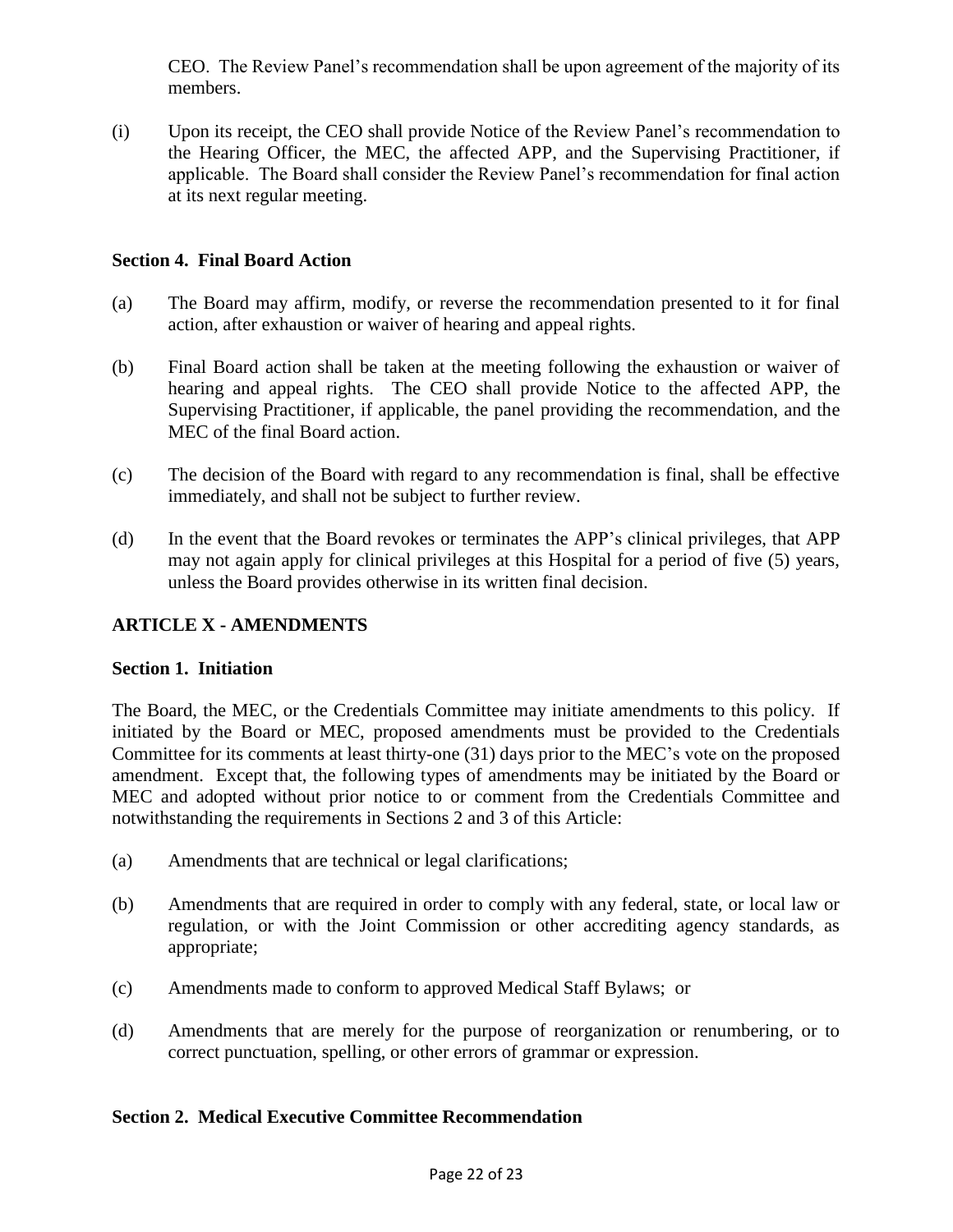CEO. The Review Panel's recommendation shall be upon agreement of the majority of its members.

(i) Upon its receipt, the CEO shall provide Notice of the Review Panel's recommendation to the Hearing Officer, the MEC, the affected APP, and the Supervising Practitioner, if applicable. The Board shall consider the Review Panel's recommendation for final action at its next regular meeting.

### Section 4. Final Board Action

(a) The Board may affirm, modify, or reverse the recommendation presented to it for final action, after exhaustion or waiver of hearing and appeal rights.

(b) Final Board action shall be taken at the meeting following the exhaustion or waiver of hearing and appeal rights. The CEO shall provide Notice to the affected APP, the Supervising Practitioner, if applicable, the panel providing the recommendation, and the MEC of the final Board action.

(c) The decision of the Board with regard to any recommendation is final, shall be effective immediately, and shall not be subject to further review.

(d) In the event that the Board revokes or terminates the APP's clinical privileges, that APP may not again apply for clinical privileges at this Hospital for a period of five (5) years, unless the Board provides otherwise in its written final decision.

## ARTICLE X - AMENDMENTS

### Section 1. Initiation

The Board, the MEC, or the Credentials Committee may initiate amendments to this policy. If initiated by the Board or MEC, proposed amendments must be provided to the Credentials Committee for its comments at least thirty-one (31) days prior to the MEC's vote on the proposed amendment. Except that, the following types of amendments may be initiated by the Board or MEC and adopted without prior notice to or comment from the Credentials Committee and notwithstanding the requirements in Sections 2 and 3 of this Article:

(a) Amendments that are technical or legal clarifications;

(b) Amendments that are required in order to comply with any federal, state, or local law or regulation, or with the Joint Commission or other accrediting agency standards, as appropriate;

(c) Amendments made to conform to approved Medical Staff Bylaws; or

(d) Amendments that are merely for the purpose of reorganization or renumbering, or to correct punctuation, spelling, or other errors of grammar or expression.

### Section 2. Medical Executive Committee Recommendation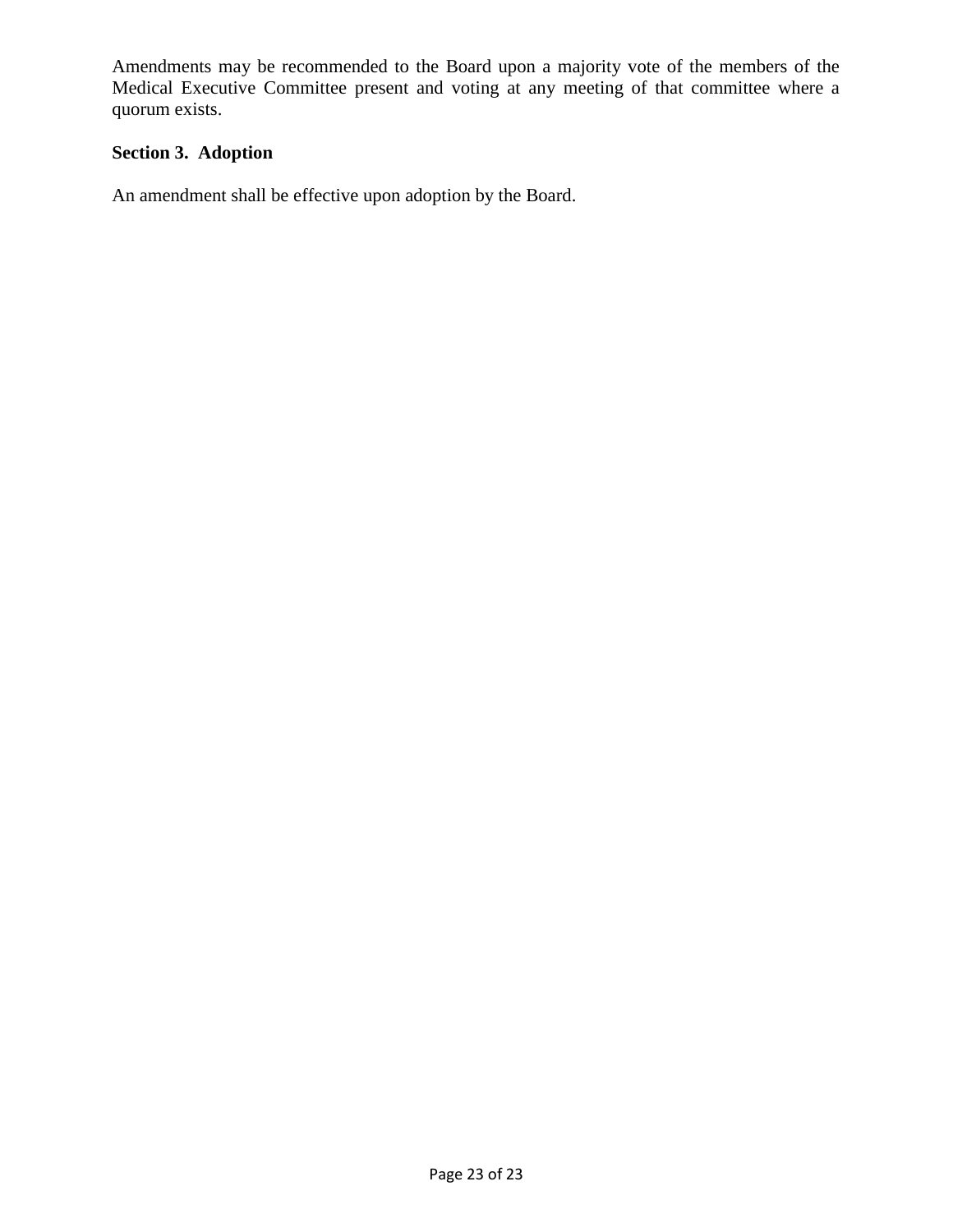Amendments may be recommended to the Board upon a majority vote of the members of the Medical Executive Committee present and voting at any meeting of that committee where a quorum exists.

**Section 3. Adoption**

An amendment shall be effective upon adoption by the Board.